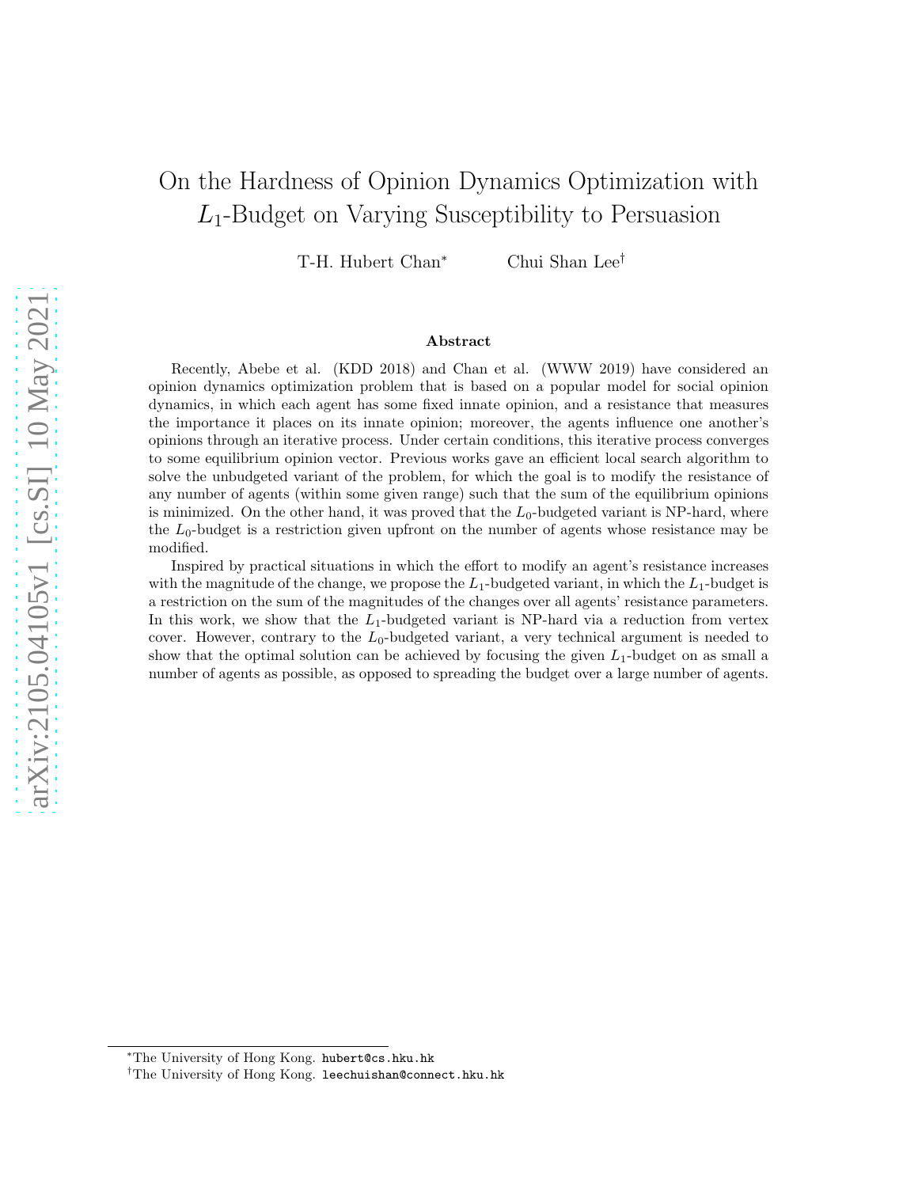# On the Hardness of Opinion Dynamics Optimization with $L_1$-Budget on Varying Susceptibility to Persuasion

T-H. Hubert Chan[*] Chui Shan Lee[†]

### Abstract

Recently, Abebe et al. (KDD 2018) and Chan et al. (WWW 2019) have considered an opinion dynamics optimization problem that is based on a popular model for social opinion dynamics, in which each agent has some fixed innate opinion, and a resistance that measures the importance it places on its innate opinion; moreover, the agents influence one another's opinions through an iterative process. Under certain conditions, this iterative process converges to some equilibrium opinion vector. Previous works gave an efficient local search algorithm to solve the unbudgeted variant of the problem, for which the goal is to modify the resistance of any number of agents (within some given range) such that the sum of the equilibrium opinions is minimized. On the other hand, it was proved that the $L_0$-budgeted variant is NP-hard, where the $L_0$-budget is a restriction given upfront on the number of agents whose resistance may be modified.

Inspired by practical situations in which the effort to modify an agent's resistance increases with the magnitude of the change, we propose the $L_1$-budgeted variant, in which the $L_1$-budget is a restriction on the sum of the magnitudes of the changes over all agents' resistance parameters. In this work, we show that the $L_1$-budgeted variant is NP-hard via a reduction from vertex cover. However, contrary to the $L_0$-budgeted variant, a very technical argument is needed to show that the optimal solution can be achieved by focusing the given $L_1$-budget on as small a number of agents as possible, as opposed to spreading the budget over a large number of agents.

---

[*] The University of Hong Kong. `hubert@cs.hku.hk`

[†] The University of Hong Kong. `leechuishan@connect.hku.hk`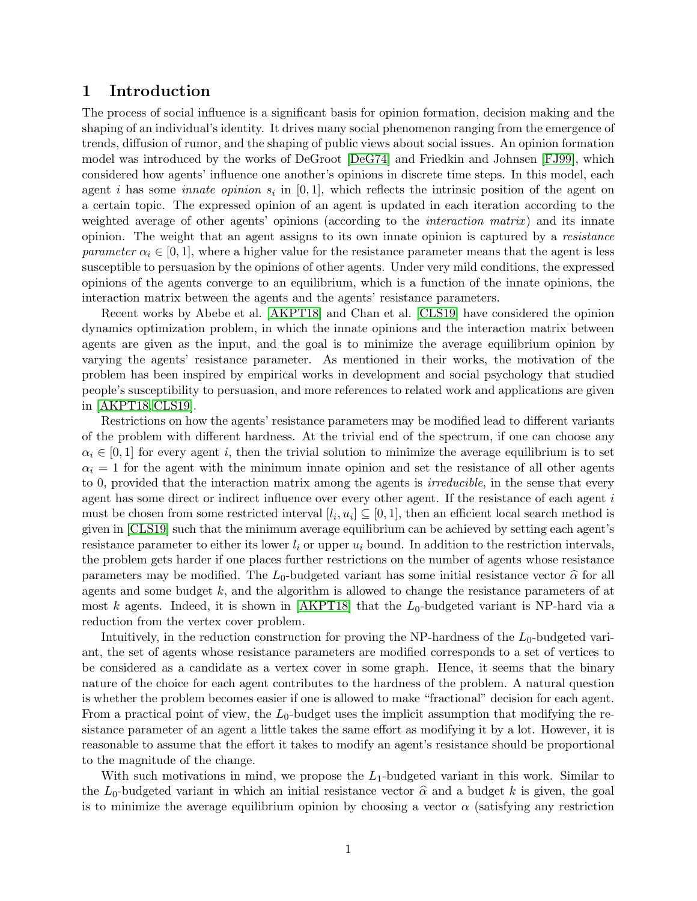# 1 Introduction

The process of social influence is a significant basis for opinion formation, decision making and the shaping of an individual's identity. It drives many social phenomenon ranging from the emergence of trends, diffusion of rumor, and the shaping of public views about social issues. An opinion formation model was introduced by the works of DeGroot [DeG74] and Friedkin and Johnsen [FJ99], which considered how agents' influence one another's opinions in discrete time steps. In this model, each agent $i$ has some *innate opinion* $s_i$ in $[0, 1]$, which reflects the intrinsic position of the agent on a certain topic. The expressed opinion of an agent is updated in each iteration according to the weighted average of other agents' opinions (according to the *interaction matrix*) and its innate opinion. The weight that an agent assigns to its own innate opinion is captured by a *resistance parameter* $\alpha_i \in [0, 1]$, where a higher value for the resistance parameter means that the agent is less susceptible to persuasion by the opinions of other agents. Under very mild conditions, the expressed opinions of the agents converge to an equilibrium, which is a function of the innate opinions, the interaction matrix between the agents and the agents' resistance parameters.

Recent works by Abebe et al. [AKPT18] and Chan et al. [CLS19] have considered the opinion dynamics optimization problem, in which the innate opinions and the interaction matrix between agents are given as the input, and the goal is to minimize the average equilibrium opinion by varying the agents' resistance parameter. As mentioned in their works, the motivation of the problem has been inspired by empirical works in development and social psychology that studied people's susceptibility to persuasion, and more references to related work and applications are given in [AKPT18, CLS19].

Restrictions on how the agents' resistance parameters may be modified lead to different variants of the problem with different hardness. At the trivial end of the spectrum, if one can choose any $\alpha_i \in [0, 1]$ for every agent $i$, then the trivial solution to minimize the average equilibrium is to set $\alpha_i = 1$ for the agent with the minimum innate opinion and set the resistance of all other agents to 0, provided that the interaction matrix among the agents is *irreducible*, in the sense that every agent has some direct or indirect influence over every other agent. If the resistance of each agent $i$ must be chosen from some restricted interval $[l_i, u_i] \subseteq [0, 1]$, then an efficient local search method is given in [CLS19] such that the minimum average equilibrium can be achieved by setting each agent's resistance parameter to either its lower $l_i$ or upper $u_i$ bound. In addition to the restriction intervals, the problem gets harder if one places further restrictions on the number of agents whose resistance parameters may be modified. The $L_0$-budgeted variant has some initial resistance vector $\widehat{\alpha}$ for all agents and some budget $k$, and the algorithm is allowed to change the resistance parameters of at most $k$ agents. Indeed, it is shown in [AKPT18] that the $L_0$-budgeted variant is NP-hard via a reduction from the vertex cover problem.

Intuitively, in the reduction construction for proving the NP-hardness of the $L_0$-budgeted variant, the set of agents whose resistance parameters are modified corresponds to a set of vertices to be considered as a candidate as a vertex cover in some graph. Hence, it seems that the binary nature of the choice for each agent contributes to the hardness of the problem. A natural question is whether the problem becomes easier if one is allowed to make "fractional" decision for each agent. From a practical point of view, the $L_0$-budget uses the implicit assumption that modifying the resistance parameter of an agent a little takes the same effort as modifying it by a lot. However, it is reasonable to assume that the effort it takes to modify an agent's resistance should be proportional to the magnitude of the change.

With such motivations in mind, we propose the $L_1$-budgeted variant in this work. Similar to the $L_0$-budgeted variant in which an initial resistance vector $\widehat{\alpha}$ and a budget $k$ is given, the goal is to minimize the average equilibrium opinion by choosing a vector $\alpha$ (satisfying any restriction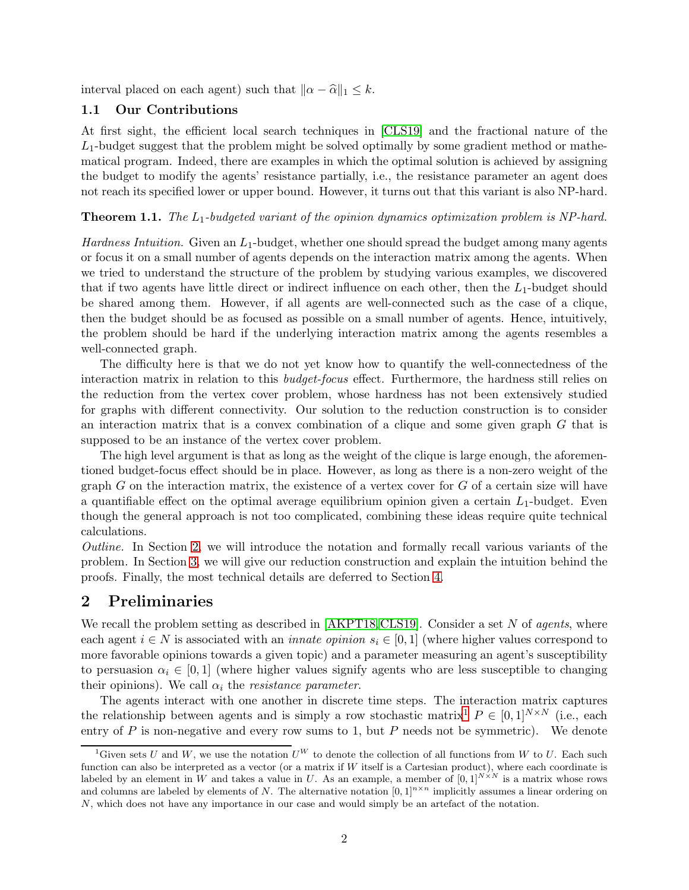interval placed on each agent) such that $\|\alpha - \widehat{\alpha}\|_1 \leq k$.

### 1.1 Our Contributions

At first sight, the efficient local search techniques in [CLS19] and the fractional nature of the $L_1$-budget suggest that the problem might be solved optimally by some gradient method or mathematical program. Indeed, there are examples in which the optimal solution is achieved by assigning the budget to modify the agents' resistance partially, i.e., the resistance parameter an agent does not reach its specified lower or upper bound. However, it turns out that this variant is also NP-hard.

**Theorem 1.1.** *The $L_1$-budgeted variant of the opinion dynamics optimization problem is NP-hard.*

*Hardness Intuition.* Given an $L_1$-budget, whether one should spread the budget among many agents or focus it on a small number of agents depends on the interaction matrix among the agents. When we tried to understand the structure of the problem by studying various examples, we discovered that if two agents have little direct or indirect influence on each other, then the $L_1$-budget should be shared among them. However, if all agents are well-connected such as the case of a clique, then the budget should be as focused as possible on a small number of agents. Hence, intuitively, the problem should be hard if the underlying interaction matrix among the agents resembles a well-connected graph.

The difficulty here is that we do not yet know how to quantify the well-connectedness of the interaction matrix in relation to this *budget-focus* effect. Furthermore, the hardness still relies on the reduction from the vertex cover problem, whose hardness has not been extensively studied for graphs with different connectivity. Our solution to the reduction construction is to consider an interaction matrix that is a convex combination of a clique and some given graph $G$ that is supposed to be an instance of the vertex cover problem.

The high level argument is that as long as the weight of the clique is large enough, the aforementioned budget-focus effect should be in place. However, as long as there is a non-zero weight of the graph $G$ on the interaction matrix, the existence of a vertex cover for $G$ of a certain size will have a quantifiable effect on the optimal average equilibrium opinion given a certain $L_1$-budget. Even though the general approach is not too complicated, combining these ideas require quite technical calculations.

*Outline.* In Section 2, we will introduce the notation and formally recall various variants of the problem. In Section 3, we will give our reduction construction and explain the intuition behind the proofs. Finally, the most technical details are deferred to Section 4.

## 2 Preliminaries

We recall the problem setting as described in [AKPT18, CLS19]. Consider a set $N$ of *agents*, where each agent $i \in N$ is associated with an *innate opinion* $s_i \in [0, 1]$ (where higher values correspond to more favorable opinions towards a given topic) and a parameter measuring an agent's susceptibility to persuasion $\alpha_i \in [0, 1]$ (where higher values signify agents who are less susceptible to changing their opinions). We call $\alpha_i$ the *resistance parameter*.

The agents interact with one another in discrete time steps. The interaction matrix captures the relationship between agents and is simply a row stochastic matrix[1] $P \in [0, 1]^{N \times N}$ (i.e., each entry of $P$ is non-negative and every row sums to 1, but $P$ needs not be symmetric). We denote

[1] Given sets $U$ and $W$, we use the notation $U^W$ to denote the collection of all functions from $W$ to $U$. Each such function can also be interpreted as a vector (or a matrix if $W$ itself is a Cartesian product), where each coordinate is labeled by an element in $W$ and takes a value in $U$. As an example, a member of $[0, 1]^{N \times N}$ is a matrix whose rows and columns are labeled by elements of $N$. The alternative notation $[0, 1]^{n \times n}$ implicitly assumes a linear ordering on $N$, which does not have any importance in our case and would simply be an artefact of the notation.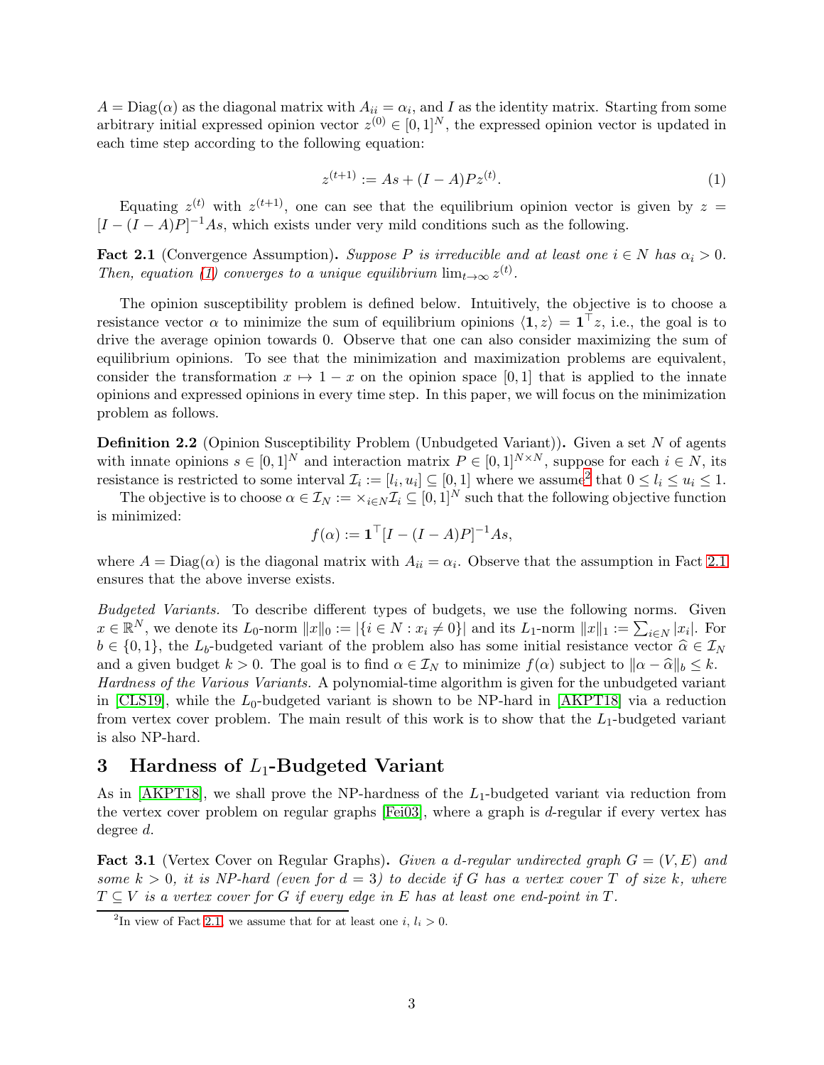$A = \mathrm{Diag}(\alpha)$ as the diagonal matrix with $A_{ii} = \alpha_i$, and $I$ as the identity matrix. Starting from some arbitrary initial expressed opinion vector $z^{(0)} \in [0,1]^N$, the expressed opinion vector is updated in each time step according to the following equation:

$$z^{(t+1)} := As + (I - A)Pz^{(t)}. \tag{1}$$

Equating $z^{(t)}$ with $z^{(t+1)}$, one can see that the equilibrium opinion vector is given by $z = [I - (I - A)P]^{-1}As$, which exists under very mild conditions such as the following.

**Fact 2.1** (Convergence Assumption)**.** *Suppose $P$ is irreducible and at least one $i \in N$ has $\alpha_i > 0$. Then, equation (1) converges to a unique equilibrium $\lim_{t\to\infty} z^{(t)}$.*

The opinion susceptibility problem is defined below. Intuitively, the objective is to choose a resistance vector $\alpha$ to minimize the sum of equilibrium opinions $\langle \mathbf{1}, z\rangle = \mathbf{1}^\top z$, i.e., the goal is to drive the average opinion towards 0. Observe that one can also consider maximizing the sum of equilibrium opinions. To see that the minimization and maximization problems are equivalent, consider the transformation $x \mapsto 1 - x$ on the opinion space $[0,1]$ that is applied to the innate opinions and expressed opinions in every time step. In this paper, we will focus on the minimization problem as follows.

**Definition 2.2** (Opinion Susceptibility Problem (Unbudgeted Variant))**.** Given a set $N$ of agents with innate opinions $s \in [0,1]^N$ and interaction matrix $P \in [0,1]^{N\times N}$, suppose for each $i \in N$, its resistance is restricted to some interval $\mathcal{I}_i := [l_i, u_i] \subseteq [0,1]$ where we assume[2] that $0 \le l_i \le u_i \le 1$.

The objective is to choose $\alpha \in \mathcal{I}_N := \times_{i\in N}\mathcal{I}_i \subseteq [0,1]^N$ such that the following objective function is minimized:

$$f(\alpha) := \mathbf{1}^\top[I - (I - A)P]^{-1}As,$$

where $A = \mathrm{Diag}(\alpha)$ is the diagonal matrix with $A_{ii} = \alpha_i$. Observe that the assumption in Fact 2.1 ensures that the above inverse exists.

*Budgeted Variants.* To describe different types of budgets, we use the following norms. Given $x \in \mathbb{R}^N$, we denote its $L_0$-norm $\|x\|_0 := |\{i \in N : x_i \neq 0\}|$ and its $L_1$-norm $\|x\|_1 := \sum_{i\in N}|x_i|$. For $b \in \{0,1\}$, the $L_b$-budgeted variant of the problem also has some initial resistance vector $\widehat{\alpha} \in \mathcal{I}_N$ and a given budget $k > 0$. The goal is to find $\alpha \in \mathcal{I}_N$ to minimize $f(\alpha)$ subject to $\|\alpha - \widehat{\alpha}\|_b \le k$.

*Hardness of the Various Variants.* A polynomial-time algorithm is given for the unbudgeted variant in [CLS19], while the $L_0$-budgeted variant is shown to be NP-hard in [AKPT18] via a reduction from vertex cover problem. The main result of this work is to show that the $L_1$-budgeted variant is also NP-hard.

## 3 Hardness of $L_1$-Budgeted Variant

As in [AKPT18], we shall prove the NP-hardness of the $L_1$-budgeted variant via reduction from the vertex cover problem on regular graphs [Fei03], where a graph is $d$-regular if every vertex has degree $d$.

**Fact 3.1** (Vertex Cover on Regular Graphs)**.** *Given a $d$-regular undirected graph $G = (V, E)$ and some $k > 0$, it is NP-hard (even for $d = 3$) to decide if $G$ has a vertex cover $T$ of size $k$, where $T \subseteq V$ is a vertex cover for $G$ if every edge in $E$ has at least one end-point in $T$.*

---

[2] In view of Fact 2.1, we assume that for at least one $i$, $l_i > 0$.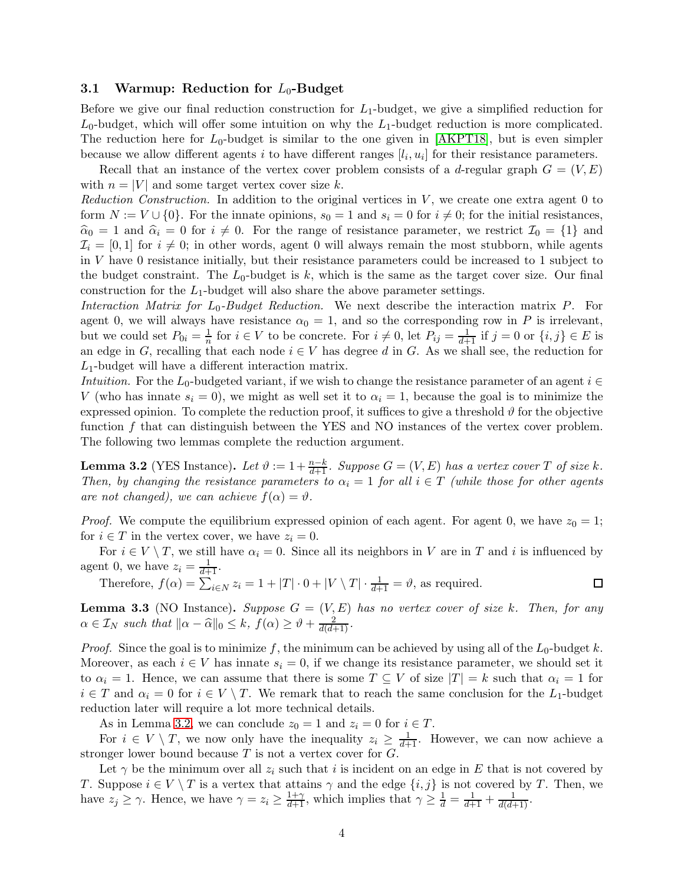### 3.1 Warmup: Reduction for $L_0$-Budget

Before we give our final reduction construction for $L_1$-budget, we give a simplified reduction for $L_0$-budget, which will offer some intuition on why the $L_1$-budget reduction is more complicated. The reduction here for $L_0$-budget is similar to the one given in [AKPT18], but is even simpler because we allow different agents $i$ to have different ranges $[l_i, u_i]$ for their resistance parameters.

Recall that an instance of the vertex cover problem consists of a $d$-regular graph $G = (V, E)$ with $n = |V|$ and some target vertex cover size $k$.

*Reduction Construction.* In addition to the original vertices in $V$, we create one extra agent 0 to form $N := V \cup \{0\}$. For the innate opinions, $s_0 = 1$ and $s_i = 0$ for $i \neq 0$; for the initial resistances, $\widehat{\alpha}_0 = 1$ and $\widehat{\alpha}_i = 0$ for $i \neq 0$. For the range of resistance parameter, we restrict $\mathcal{I}_0 = \{1\}$ and $\mathcal{I}_i = [0, 1]$ for $i \neq 0$; in other words, agent 0 will always remain the most stubborn, while agents in $V$ have 0 resistance initially, but their resistance parameters could be increased to 1 subject to the budget constraint. The $L_0$-budget is $k$, which is the same as the target cover size. Our final construction for the $L_1$-budget will also share the above parameter settings.

*Interaction Matrix for $L_0$-Budget Reduction.* We next describe the interaction matrix $P$. For agent 0, we will always have resistance $\alpha_0 = 1$, and so the corresponding row in $P$ is irrelevant, but we could set $P_{0i} = \frac{1}{n}$ for $i \in V$ to be concrete. For $i \neq 0$, let $P_{ij} = \frac{1}{d+1}$ if $j = 0$ or $\{i, j\} \in E$ is an edge in $G$, recalling that each node $i \in V$ has degree $d$ in $G$. As we shall see, the reduction for $L_1$-budget will have a different interaction matrix.

*Intuition.* For the $L_0$-budgeted variant, if we wish to change the resistance parameter of an agent $i \in V$ (who has innate $s_i = 0$), we might as well set it to $\alpha_i = 1$, because the goal is to minimize the expressed opinion. To complete the reduction proof, it suffices to give a threshold $\vartheta$ for the objective function $f$ that can distinguish between the YES and NO instances of the vertex cover problem. The following two lemmas complete the reduction argument.

**Lemma 3.2** (YES Instance)**.** *Let $\vartheta := 1 + \frac{n-k}{d+1}$. Suppose $G = (V, E)$ has a vertex cover $T$ of size $k$. Then, by changing the resistance parameters to $\alpha_i = 1$ for all $i \in T$ (while those for other agents are not changed), we can achieve $f(\alpha) = \vartheta$.*

*Proof.* We compute the equilibrium expressed opinion of each agent. For agent 0, we have $z_0 = 1$; for $i \in T$ in the vertex cover, we have $z_i = 0$.

For $i \in V \setminus T$, we still have $\alpha_i = 0$. Since all its neighbors in $V$ are in $T$ and $i$ is influenced by agent 0, we have $z_i = \frac{1}{d+1}$.

Therefore, $f(\alpha) = \sum_{i \in N} z_i = 1 + |T| \cdot 0 + |V \setminus T| \cdot \frac{1}{d+1} = \vartheta$, as required. $\square$

**Lemma 3.3** (NO Instance)**.** *Suppose $G = (V, E)$ has no vertex cover of size $k$. Then, for any $\alpha \in \mathcal{I}_N$ such that $\|\alpha - \widehat{\alpha}\|_0 \leq k$, $f(\alpha) \geq \vartheta + \frac{2}{d(d+1)}$.*

*Proof.* Since the goal is to minimize $f$, the minimum can be achieved by using all of the $L_0$-budget $k$. Moreover, as each $i \in V$ has innate $s_i = 0$, if we change its resistance parameter, we should set it to $\alpha_i = 1$. Hence, we can assume that there is some $T \subseteq V$ of size $|T| = k$ such that $\alpha_i = 1$ for $i \in T$ and $\alpha_i = 0$ for $i \in V \setminus T$. We remark that to reach the same conclusion for the $L_1$-budget reduction later will require a lot more technical details.

As in Lemma 3.2, we can conclude $z_0 = 1$ and $z_i = 0$ for $i \in T$.

For $i \in V \setminus T$, we now only have the inequality $z_i \geq \frac{1}{d+1}$. However, we can now achieve a stronger lower bound because $T$ is not a vertex cover for $G$.

Let $\gamma$ be the minimum over all $z_i$ such that $i$ is incident on an edge in $E$ that is not covered by $T$. Suppose $i \in V \setminus T$ is a vertex that attains $\gamma$ and the edge $\{i, j\}$ is not covered by $T$. Then, we have $z_j \geq \gamma$. Hence, we have $\gamma = z_i \geq \frac{1+\gamma}{d+1}$, which implies that $\gamma \geq \frac{1}{d} = \frac{1}{d+1} + \frac{1}{d(d+1)}$.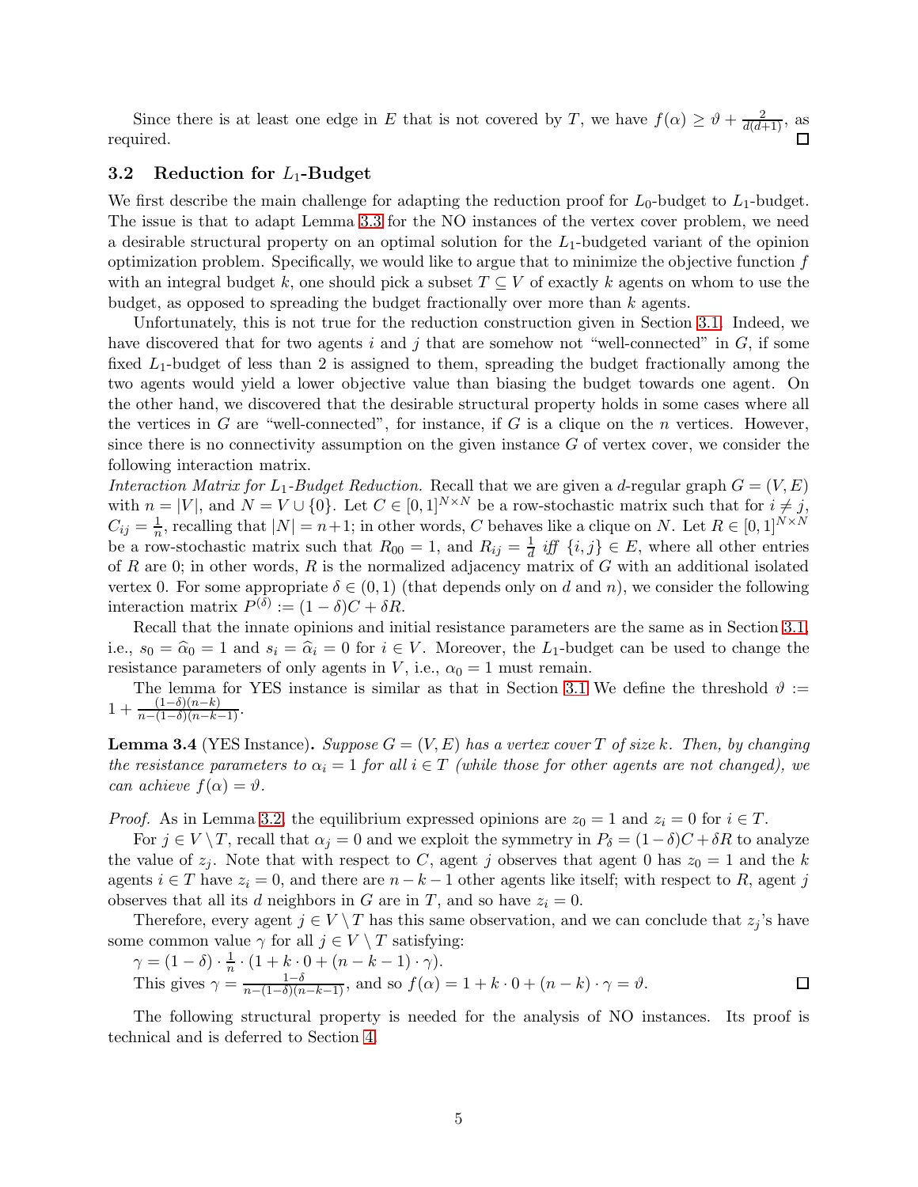Since there is at least one edge in $E$ that is not covered by $T$, we have $f(\alpha) \geq \vartheta + \frac{2}{d(d+1)}$, as required. □

### 3.2 Reduction for $L_1$-Budget

We first describe the main challenge for adapting the reduction proof for $L_0$-budget to $L_1$-budget. The issue is that to adapt Lemma 3.3 for the NO instances of the vertex cover problem, we need a desirable structural property on an optimal solution for the $L_1$-budgeted variant of the opinion optimization problem. Specifically, we would like to argue that to minimize the objective function $f$ with an integral budget $k$, one should pick a subset $T \subseteq V$ of exactly $k$ agents on whom to use the budget, as opposed to spreading the budget fractionally over more than $k$ agents.

Unfortunately, this is not true for the reduction construction given in Section 3.1. Indeed, we have discovered that for two agents $i$ and $j$ that are somehow not "well-connected" in $G$, if some fixed $L_1$-budget of less than 2 is assigned to them, spreading the budget fractionally among the two agents would yield a lower objective value than biasing the budget towards one agent. On the other hand, we discovered that the desirable structural property holds in some cases where all the vertices in $G$ are "well-connected", for instance, if $G$ is a clique on the $n$ vertices. However, since there is no connectivity assumption on the given instance $G$ of vertex cover, we consider the following interaction matrix.

*Interaction Matrix for $L_1$-Budget Reduction.* Recall that we are given a $d$-regular graph $G = (V, E)$ with $n = |V|$, and $N = V \cup \{0\}$. Let $C \in [0,1]^{N \times N}$ be a row-stochastic matrix such that for $i \neq j$, $C_{ij} = \frac{1}{n}$, recalling that $|N| = n+1$; in other words, $C$ behaves like a clique on $N$. Let $R \in [0,1]^{N \times N}$ be a row-stochastic matrix such that $R_{00} = 1$, and $R_{ij} = \frac{1}{d}$ *iff* $\{i, j\} \in E$, where all other entries of $R$ are 0; in other words, $R$ is the normalized adjacency matrix of $G$ with an additional isolated vertex 0. For some appropriate $\delta \in (0,1)$ (that depends only on $d$ and $n$), we consider the following interaction matrix $P^{(\delta)} := (1-\delta)C + \delta R$.

Recall that the innate opinions and initial resistance parameters are the same as in Section 3.1, i.e., $s_0 = \widehat{\alpha}_0 = 1$ and $s_i = \widehat{\alpha}_i = 0$ for $i \in V$. Moreover, the $L_1$-budget can be used to change the resistance parameters of only agents in $V$, i.e., $\alpha_0 = 1$ must remain.

The lemma for YES instance is similar as that in Section 3.1 We define the threshold $\vartheta := 1 + \frac{(1-\delta)(n-k)}{n-(1-\delta)(n-k-1)}$.

**Lemma 3.4** (YES Instance)**.** *Suppose $G = (V, E)$ has a vertex cover $T$ of size $k$. Then, by changing the resistance parameters to $\alpha_i = 1$ for all $i \in T$ (while those for other agents are not changed), we can achieve $f(\alpha) = \vartheta$.*

*Proof.* As in Lemma 3.2, the equilibrium expressed opinions are $z_0 = 1$ and $z_i = 0$ for $i \in T$.

For $j \in V \setminus T$, recall that $\alpha_j = 0$ and we exploit the symmetry in $P_\delta = (1-\delta)C + \delta R$ to analyze the value of $z_j$. Note that with respect to $C$, agent $j$ observes that agent 0 has $z_0 = 1$ and the $k$ agents $i \in T$ have $z_i = 0$, and there are $n-k-1$ other agents like itself; with respect to $R$, agent $j$ observes that all its $d$ neighbors in $G$ are in $T$, and so have $z_i = 0$.

Therefore, every agent $j \in V \setminus T$ has this same observation, and we can conclude that $z_j$'s have some common value $\gamma$ for all $j \in V \setminus T$ satisfying:

$\gamma = (1-\delta) \cdot \frac{1}{n} \cdot (1 + k \cdot 0 + (n-k-1) \cdot \gamma)$.

This gives $\gamma = \frac{1-\delta}{n-(1-\delta)(n-k-1)}$, and so $f(\alpha) = 1 + k \cdot 0 + (n-k) \cdot \gamma = \vartheta$. □

The following structural property is needed for the analysis of NO instances. Its proof is technical and is deferred to Section 4.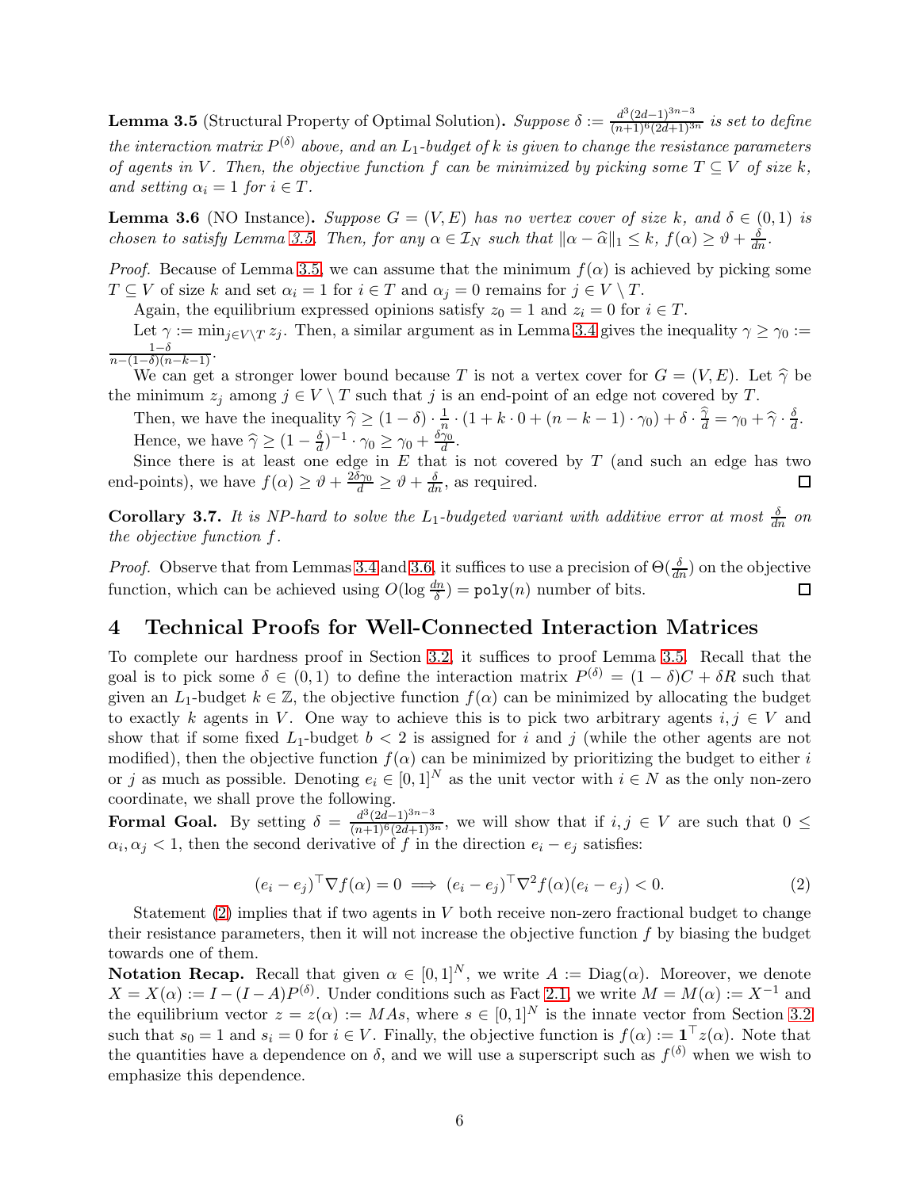**Lemma 3.5** (Structural Property of Optimal Solution). *Suppose $\delta := \frac{d^3(2d-1)^{3n-3}}{(n+1)^6(2d+1)^{3n}}$ is set to define the interaction matrix $P^{(\delta)}$ above, and an $L_1$-budget of $k$ is given to change the resistance parameters of agents in $V$. Then, the objective function $f$ can be minimized by picking some $T \subseteq V$ of size $k$, and setting $\alpha_i = 1$ for $i \in T$.*

**Lemma 3.6** (NO Instance). *Suppose $G = (V, E)$ has no vertex cover of size $k$, and $\delta \in (0, 1)$ is chosen to satisfy Lemma 3.5. Then, for any $\alpha \in \mathcal{I}_N$ such that $\|\alpha - \widehat{\alpha}\|_1 \leq k$, $f(\alpha) \geq \vartheta + \frac{\delta}{dn}$.*

*Proof.* Because of Lemma 3.5, we can assume that the minimum $f(\alpha)$ is achieved by picking some $T \subseteq V$ of size $k$ and set $\alpha_i = 1$ for $i \in T$ and $\alpha_j = 0$ remains for $j \in V \setminus T$.

Again, the equilibrium expressed opinions satisfy $z_0 = 1$ and $z_i = 0$ for $i \in T$.

Let $\gamma := \min_{j \in V \setminus T} z_j$. Then, a similar argument as in Lemma 3.4 gives the inequality $\gamma \geq \gamma_0 := \frac{1-\delta}{n-(1-\delta)(n-k-1)}$.

We can get a stronger lower bound because $T$ is not a vertex cover for $G = (V, E)$. Let $\widehat{\gamma}$ be the minimum $z_j$ among $j \in V \setminus T$ such that $j$ is an end-point of an edge not covered by $T$.

Then, we have the inequality $\widehat{\gamma} \geq (1 - \delta) \cdot \frac{1}{n} \cdot (1 + k \cdot 0 + (n - k - 1) \cdot \gamma_0) + \delta \cdot \frac{\widehat{\gamma}}{d} = \gamma_0 + \widehat{\gamma} \cdot \frac{\delta}{d}$.

Hence, we have $\widehat{\gamma} \geq (1 - \frac{\delta}{d})^{-1} \cdot \gamma_0 \geq \gamma_0 + \frac{\delta\gamma_0}{d}$.

Since there is at least one edge in $E$ that is not covered by $T$ (and such an edge has two end-points), we have $f(\alpha) \geq \vartheta + \frac{2\delta\gamma_0}{d} \geq \vartheta + \frac{\delta}{dn}$, as required. □

**Corollary 3.7.** *It is NP-hard to solve the $L_1$-budgeted variant with additive error at most $\frac{\delta}{dn}$ on the objective function $f$.*

*Proof.* Observe that from Lemmas 3.4 and 3.6, it suffices to use a precision of $\Theta(\frac{\delta}{dn})$ on the objective function, which can be achieved using $O(\log \frac{dn}{\delta}) = \texttt{poly}(n)$ number of bits. □

# 4 Technical Proofs for Well-Connected Interaction Matrices

To complete our hardness proof in Section 3.2, it suffices to proof Lemma 3.5. Recall that the goal is to pick some $\delta \in (0, 1)$ to define the interaction matrix $P^{(\delta)} = (1 - \delta)C + \delta R$ such that given an $L_1$-budget $k \in \mathbb{Z}$, the objective function $f(\alpha)$ can be minimized by allocating the budget to exactly $k$ agents in $V$. One way to achieve this is to pick two arbitrary agents $i, j \in V$ and show that if some fixed $L_1$-budget $b < 2$ is assigned for $i$ and $j$ (while the other agents are not modified), then the objective function $f(\alpha)$ can be minimized by prioritizing the budget to either $i$ or $j$ as much as possible. Denoting $e_i \in [0, 1]^N$ as the unit vector with $i \in N$ as the only non-zero coordinate, we shall prove the following.

**Formal Goal.** By setting $\delta = \frac{d^3(2d-1)^{3n-3}}{(n+1)^6(2d+1)^{3n}}$, we will show that if $i, j \in V$ are such that $0 \leq \alpha_i, \alpha_j < 1$, then the second derivative of $f$ in the direction $e_i - e_j$ satisfies:

$$(e_i - e_j)^\top \nabla f(\alpha) = 0 \implies (e_i - e_j)^\top \nabla^2 f(\alpha)(e_i - e_j) < 0. \tag{2}$$

Statement (2) implies that if two agents in $V$ both receive non-zero fractional budget to change their resistance parameters, then it will not increase the objective function $f$ by biasing the budget towards one of them.

**Notation Recap.** Recall that given $\alpha \in [0, 1]^N$, we write $A := \text{Diag}(\alpha)$. Moreover, we denote $X = X(\alpha) := I - (I - A)P^{(\delta)}$. Under conditions such as Fact 2.1, we write $M = M(\alpha) := X^{-1}$ and the equilibrium vector $z = z(\alpha) := MAs$, where $s \in [0, 1]^N$ is the innate vector from Section 3.2 such that $s_0 = 1$ and $s_i = 0$ for $i \in V$. Finally, the objective function is $f(\alpha) := \mathbf{1}^\top z(\alpha)$. Note that the quantities have a dependence on $\delta$, and we will use a superscript such as $f^{(\delta)}$ when we wish to emphasize this dependence.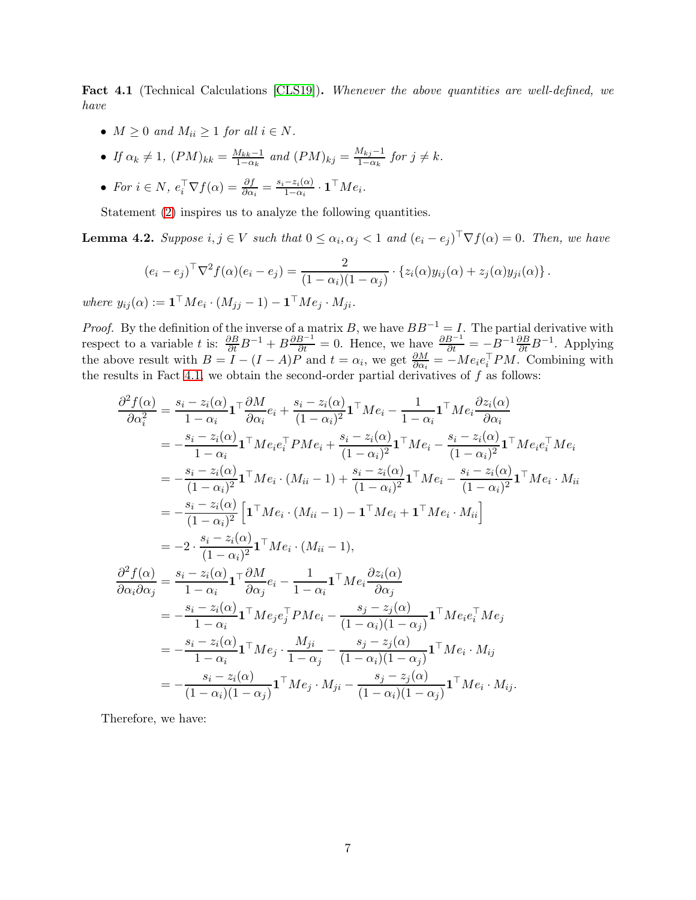**Fact 4.1** (Technical Calculations [CLS19]). *Whenever the above quantities are well-defined, we have*

- $M \geq 0$ *and* $M_{ii} \geq 1$ *for all* $i \in N$.
- *If* $\alpha_k \neq 1$, $(PM)_{kk} = \frac{M_{kk}-1}{1-\alpha_k}$ *and* $(PM)_{kj} = \frac{M_{kj}-1}{1-\alpha_k}$ *for* $j \neq k$.
- *For* $i \in N$, $e_i^\top \nabla f(\alpha) = \frac{\partial f}{\partial \alpha_i} = \frac{s_i - z_i(\alpha)}{1-\alpha_i} \cdot \mathbf{1}^\top M e_i$.

Statement (2) inspires us to analyze the following quantities.

**Lemma 4.2.** *Suppose* $i, j \in V$ *such that* $0 \leq \alpha_i, \alpha_j < 1$ *and* $(e_i - e_j)^\top \nabla f(\alpha) = 0$. *Then, we have*

$$(e_i - e_j)^\top \nabla^2 f(\alpha)(e_i - e_j) = \frac{2}{(1-\alpha_i)(1-\alpha_j)} \cdot \{z_i(\alpha) y_{ij}(\alpha) + z_j(\alpha) y_{ji}(\alpha)\}.$$

*where* $y_{ij}(\alpha) := \mathbf{1}^\top M e_i \cdot (M_{jj} - 1) - \mathbf{1}^\top M e_j \cdot M_{ji}$.

*Proof.* By the definition of the inverse of a matrix $B$, we have $BB^{-1} = I$. The partial derivative with respect to a variable $t$ is: $\frac{\partial B}{\partial t} B^{-1} + B \frac{\partial B^{-1}}{\partial t} = 0$. Hence, we have $\frac{\partial B^{-1}}{\partial t} = -B^{-1} \frac{\partial B}{\partial t} B^{-1}$. Applying the above result with $B = I - (I - A)P$ and $t = \alpha_i$, we get $\frac{\partial M}{\partial \alpha_i} = -M e_i e_i^\top PM$. Combining with the results in Fact 4.1, we obtain the second-order partial derivatives of $f$ as follows:

$$\begin{aligned}
\frac{\partial^2 f(\alpha)}{\partial \alpha_i^2} &= \frac{s_i - z_i(\alpha)}{1-\alpha_i} \mathbf{1}^\top \frac{\partial M}{\partial \alpha_i} e_i + \frac{s_i - z_i(\alpha)}{(1-\alpha_i)^2} \mathbf{1}^\top M e_i - \frac{1}{1-\alpha_i} \mathbf{1}^\top M e_i \frac{\partial z_i(\alpha)}{\partial \alpha_i} \\
&= -\frac{s_i - z_i(\alpha)}{1-\alpha_i} \mathbf{1}^\top M e_i e_i^\top PM e_i + \frac{s_i - z_i(\alpha)}{(1-\alpha_i)^2} \mathbf{1}^\top M e_i - \frac{s_i - z_i(\alpha)}{(1-\alpha_i)^2} \mathbf{1}^\top M e_i e_i^\top M e_i \\
&= -\frac{s_i - z_i(\alpha)}{(1-\alpha_i)^2} \mathbf{1}^\top M e_i \cdot (M_{ii} - 1) + \frac{s_i - z_i(\alpha)}{(1-\alpha_i)^2} \mathbf{1}^\top M e_i - \frac{s_i - z_i(\alpha)}{(1-\alpha_i)^2} \mathbf{1}^\top M e_i \cdot M_{ii} \\
&= -\frac{s_i - z_i(\alpha)}{(1-\alpha_i)^2} \left[ \mathbf{1}^\top M e_i \cdot (M_{ii} - 1) - \mathbf{1}^\top M e_i + \mathbf{1}^\top M e_i \cdot M_{ii} \right] \\
&= -2 \cdot \frac{s_i - z_i(\alpha)}{(1-\alpha_i)^2} \mathbf{1}^\top M e_i \cdot (M_{ii} - 1), \\
\frac{\partial^2 f(\alpha)}{\partial \alpha_i \partial \alpha_j} &= \frac{s_i - z_i(\alpha)}{1-\alpha_i} \mathbf{1}^\top \frac{\partial M}{\partial \alpha_j} e_i - \frac{1}{1-\alpha_i} \mathbf{1}^\top M e_i \frac{\partial z_i(\alpha)}{\partial \alpha_j} \\
&= -\frac{s_i - z_i(\alpha)}{1-\alpha_i} \mathbf{1}^\top M e_j e_j^\top PM e_i - \frac{s_j - z_j(\alpha)}{(1-\alpha_i)(1-\alpha_j)} \mathbf{1}^\top M e_i e_i^\top M e_j \\
&= -\frac{s_i - z_i(\alpha)}{1-\alpha_i} \mathbf{1}^\top M e_j \cdot \frac{M_{ji}}{1-\alpha_j} - \frac{s_j - z_j(\alpha)}{(1-\alpha_i)(1-\alpha_j)} \mathbf{1}^\top M e_i \cdot M_{ij} \\
&= -\frac{s_i - z_i(\alpha)}{(1-\alpha_i)(1-\alpha_j)} \mathbf{1}^\top M e_j \cdot M_{ji} - \frac{s_j - z_j(\alpha)}{(1-\alpha_i)(1-\alpha_j)} \mathbf{1}^\top M e_i \cdot M_{ij}.
\end{aligned}$$

Therefore, we have: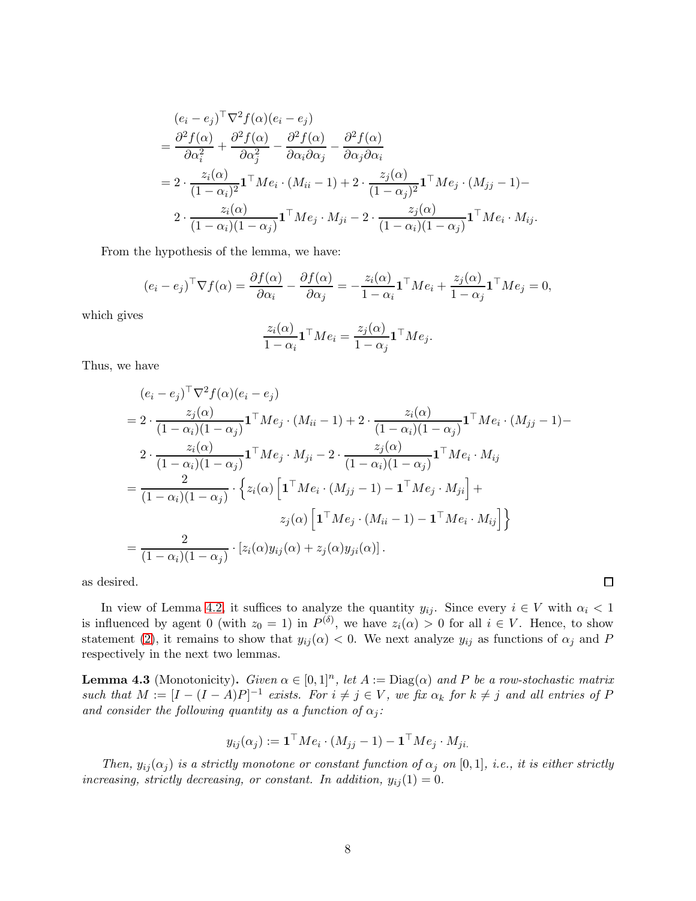$$
\begin{aligned}
&(e_i - e_j)^\top \nabla^2 f(\alpha)(e_i - e_j) \\
&= \frac{\partial^2 f(\alpha)}{\partial \alpha_i^2} + \frac{\partial^2 f(\alpha)}{\partial \alpha_j^2} - \frac{\partial^2 f(\alpha)}{\partial \alpha_i \partial \alpha_j} - \frac{\partial^2 f(\alpha)}{\partial \alpha_j \partial \alpha_i} \\
&= 2 \cdot \frac{z_i(\alpha)}{(1-\alpha_i)^2} \mathbf{1}^\top M e_i \cdot (M_{ii} - 1) + 2 \cdot \frac{z_j(\alpha)}{(1-\alpha_j)^2} \mathbf{1}^\top M e_j \cdot (M_{jj} - 1) - \\
&\quad 2 \cdot \frac{z_i(\alpha)}{(1-\alpha_i)(1-\alpha_j)} \mathbf{1}^\top M e_j \cdot M_{ji} - 2 \cdot \frac{z_j(\alpha)}{(1-\alpha_i)(1-\alpha_j)} \mathbf{1}^\top M e_i \cdot M_{ij}.
\end{aligned}
$$

From the hypothesis of the lemma, we have:

$$
(e_i - e_j)^\top \nabla f(\alpha) = \frac{\partial f(\alpha)}{\partial \alpha_i} - \frac{\partial f(\alpha)}{\partial \alpha_j} = -\frac{z_i(\alpha)}{1-\alpha_i} \mathbf{1}^\top M e_i + \frac{z_j(\alpha)}{1-\alpha_j} \mathbf{1}^\top M e_j = 0,
$$

which gives

$$
\frac{z_i(\alpha)}{1-\alpha_i} \mathbf{1}^\top M e_i = \frac{z_j(\alpha)}{1-\alpha_j} \mathbf{1}^\top M e_j.
$$

Thus, we have

$$
\begin{aligned}
&(e_i - e_j)^\top \nabla^2 f(\alpha)(e_i - e_j) \\
&= 2 \cdot \frac{z_j(\alpha)}{(1-\alpha_i)(1-\alpha_j)} \mathbf{1}^\top M e_j \cdot (M_{ii} - 1) + 2 \cdot \frac{z_i(\alpha)}{(1-\alpha_i)(1-\alpha_j)} \mathbf{1}^\top M e_i \cdot (M_{jj} - 1) - \\
&\quad 2 \cdot \frac{z_i(\alpha)}{(1-\alpha_i)(1-\alpha_j)} \mathbf{1}^\top M e_j \cdot M_{ji} - 2 \cdot \frac{z_j(\alpha)}{(1-\alpha_i)(1-\alpha_j)} \mathbf{1}^\top M e_i \cdot M_{ij} \\
&= \frac{2}{(1-\alpha_i)(1-\alpha_j)} \cdot \Big\{ z_i(\alpha) \Big[ \mathbf{1}^\top M e_i \cdot (M_{jj} - 1) - \mathbf{1}^\top M e_j \cdot M_{ji} \Big] + \\
&\qquad\qquad z_j(\alpha) \Big[ \mathbf{1}^\top M e_j \cdot (M_{ii} - 1) - \mathbf{1}^\top M e_i \cdot M_{ij} \Big] \Big\} \\
&= \frac{2}{(1-\alpha_i)(1-\alpha_j)} \cdot \left[ z_i(\alpha) y_{ij}(\alpha) + z_j(\alpha) y_{ji}(\alpha) \right].
\end{aligned}
$$

as desired. ∎

In view of Lemma 4.2, it suffices to analyze the quantity $y_{ij}$. Since every $i \in V$ with $\alpha_i < 1$ is influenced by agent 0 (with $z_0 = 1$) in $P^{(\delta)}$, we have $z_i(\alpha) > 0$ for all $i \in V$. Hence, to show statement (2), it remains to show that $y_{ij}(\alpha) < 0$. We next analyze $y_{ij}$ as functions of $\alpha_j$ and $P$ respectively in the next two lemmas.

**Lemma 4.3** (Monotonicity). *Given $\alpha \in [0,1]^n$, let $A := \mathrm{Diag}(\alpha)$ and $P$ be a row-stochastic matrix such that $M := [I - (I - A)P]^{-1}$ exists. For $i \neq j \in V$, we fix $\alpha_k$ for $k \neq j$ and all entries of $P$ and consider the following quantity as a function of $\alpha_j$:*

$$
y_{ij}(\alpha_j) := \mathbf{1}^\top M e_i \cdot (M_{jj} - 1) - \mathbf{1}^\top M e_j \cdot M_{ji}.
$$

*Then, $y_{ij}(\alpha_j)$ is a strictly monotone or constant function of $\alpha_j$ on $[0,1]$, i.e., it is either strictly increasing, strictly decreasing, or constant. In addition, $y_{ij}(1) = 0$.*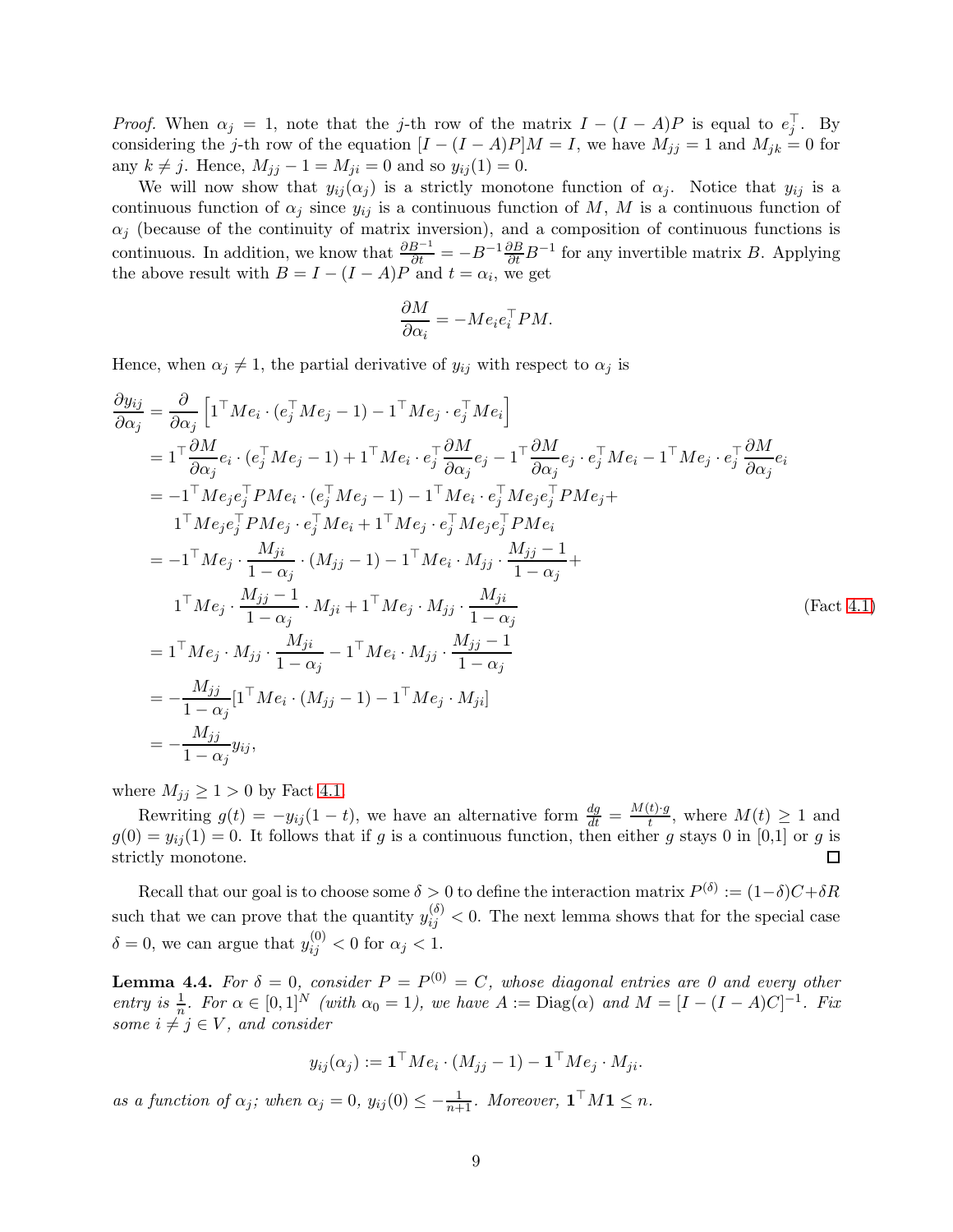*Proof.* When $\alpha_j = 1$, note that the $j$-th row of the matrix $I - (I - A)P$ is equal to $e_j^\top$. By considering the $j$-th row of the equation $[I - (I - A)P]M = I$, we have $M_{jj} = 1$ and $M_{jk} = 0$ for any $k \neq j$. Hence, $M_{jj} - 1 = M_{ji} = 0$ and so $y_{ij}(1) = 0$.

We will now show that $y_{ij}(\alpha_j)$ is a strictly monotone function of $\alpha_j$. Notice that $y_{ij}$ is a continuous function of $\alpha_j$ since $y_{ij}$ is a continuous function of $M$, $M$ is a continuous function of $\alpha_j$ (because of the continuity of matrix inversion), and a composition of continuous functions is continuous. In addition, we know that $\frac{\partial B^{-1}}{\partial t} = -B^{-1}\frac{\partial B}{\partial t}B^{-1}$ for any invertible matrix $B$. Applying the above result with $B = I - (I - A)P$ and $t = \alpha_i$, we get

$$\frac{\partial M}{\partial \alpha_i} = -Me_ie_i^\top PM.$$

Hence, when $\alpha_j \neq 1$, the partial derivative of $y_{ij}$ with respect to $\alpha_j$ is

$$\begin{aligned}
\frac{\partial y_{ij}}{\partial \alpha_j} &= \frac{\partial}{\partial \alpha_j}\left[1^\top Me_i \cdot (e_j^\top Me_j - 1) - 1^\top Me_j \cdot e_j^\top Me_i\right] \\
&= 1^\top \frac{\partial M}{\partial \alpha_j}e_i \cdot (e_j^\top Me_j - 1) + 1^\top Me_i \cdot e_j^\top \frac{\partial M}{\partial \alpha_j}e_j - 1^\top \frac{\partial M}{\partial \alpha_j}e_j \cdot e_j^\top Me_i - 1^\top Me_j \cdot e_j^\top \frac{\partial M}{\partial \alpha_j}e_i \\
&= -1^\top Me_je_j^\top PMe_i \cdot (e_j^\top Me_j - 1) - 1^\top Me_i \cdot e_j^\top Me_je_j^\top PMe_j + \\
&\quad\; 1^\top Me_je_j^\top PMe_j \cdot e_j^\top Me_i + 1^\top Me_j \cdot e_j^\top Me_je_j^\top PMe_i \\
&= -1^\top Me_j \cdot \frac{M_{ji}}{1 - \alpha_j} \cdot (M_{jj} - 1) - 1^\top Me_i \cdot M_{jj} \cdot \frac{M_{jj} - 1}{1 - \alpha_j} + \\
&\quad\; 1^\top Me_j \cdot \frac{M_{jj} - 1}{1 - \alpha_j} \cdot M_{ji} + 1^\top Me_j \cdot M_{jj} \cdot \frac{M_{ji}}{1 - \alpha_j} \qquad \text{(Fact 4.1)} \\
&= 1^\top Me_j \cdot M_{jj} \cdot \frac{M_{ji}}{1 - \alpha_j} - 1^\top Me_i \cdot M_{jj} \cdot \frac{M_{jj} - 1}{1 - \alpha_j} \\
&= -\frac{M_{jj}}{1 - \alpha_j}[1^\top Me_i \cdot (M_{jj} - 1) - 1^\top Me_j \cdot M_{ji}] \\
&= -\frac{M_{jj}}{1 - \alpha_j}y_{ij},
\end{aligned}$$

where $M_{jj} \geq 1 > 0$ by Fact 4.1.

Rewriting $g(t) = -y_{ij}(1 - t)$, we have an alternative form $\frac{dg}{dt} = \frac{M(t) \cdot g}{t}$, where $M(t) \geq 1$ and $g(0) = y_{ij}(1) = 0$. It follows that if $g$ is a continuous function, then either $g$ stays 0 in [0,1] or $g$ is strictly monotone. ∎

Recall that our goal is to choose some $\delta > 0$ to define the interaction matrix $P^{(\delta)} := (1-\delta)C + \delta R$ such that we can prove that the quantity $y_{ij}^{(\delta)} < 0$. The next lemma shows that for the special case $\delta = 0$, we can argue that $y_{ij}^{(0)} < 0$ for $\alpha_j < 1$.

**Lemma 4.4.** *For $\delta = 0$, consider $P = P^{(0)} = C$, whose diagonal entries are 0 and every other entry is $\frac{1}{n}$. For $\alpha \in [0, 1]^N$ (with $\alpha_0 = 1$), we have $A := \mathrm{Diag}(\alpha)$ and $M = [I - (I - A)C]^{-1}$. Fix some $i \neq j \in V$, and consider*

$$y_{ij}(\alpha_j) := \mathbf{1}^\top Me_i \cdot (M_{jj} - 1) - \mathbf{1}^\top Me_j \cdot M_{ji}.$$

*as a function of $\alpha_j$; when $\alpha_j = 0$, $y_{ij}(0) \leq -\frac{1}{n+1}$. Moreover, $\mathbf{1}^\top M\mathbf{1} \leq n$.*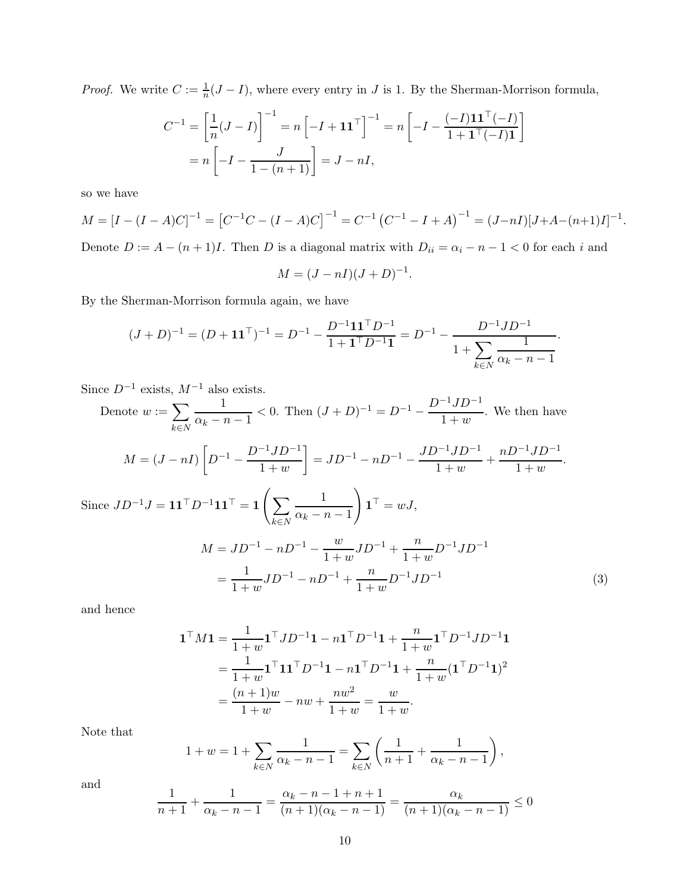*Proof.* We write $C := \frac{1}{n}(J - I)$, where every entry in $J$ is 1. By the Sherman-Morrison formula,

$$
\begin{aligned}
C^{-1} = \left[\frac{1}{n}(J-I)\right]^{-1} &= n\left[-I + \mathbf{1}\mathbf{1}^\top\right]^{-1} = n\left[-I - \frac{(-I)\mathbf{1}\mathbf{1}^\top(-I)}{1+\mathbf{1}^\top(-I)\mathbf{1}}\right] \\
&= n\left[-I - \frac{J}{1-(n+1)}\right] = J - nI,
\end{aligned}
$$

so we have

$$
M = [I - (I-A)C]^{-1} = \left[C^{-1}C - (I-A)C\right]^{-1} = C^{-1}\left(C^{-1} - I + A\right)^{-1} = (J-nI)[J+A-(n+1)I]^{-1}.
$$

Denote $D := A - (n+1)I$. Then $D$ is a diagonal matrix with $D_{ii} = \alpha_i - n - 1 < 0$ for each $i$ and

$$
M = (J - nI)(J + D)^{-1}.
$$

By the Sherman-Morrison formula again, we have

$$
(J+D)^{-1} = (D + \mathbf{1}\mathbf{1}^\top)^{-1} = D^{-1} - \frac{D^{-1}\mathbf{1}\mathbf{1}^\top D^{-1}}{1+\mathbf{1}^\top D^{-1}\mathbf{1}} = D^{-1} - \frac{D^{-1}JD^{-1}}{1 + \displaystyle\sum_{k\in N}\frac{1}{\alpha_k - n - 1}}.
$$

Since $D^{-1}$ exists, $M^{-1}$ also exists.

Denote $w := \displaystyle\sum_{k\in N}\frac{1}{\alpha_k - n - 1} < 0$. Then $(J+D)^{-1} = D^{-1} - \dfrac{D^{-1}JD^{-1}}{1+w}$. We then have

$$
M = (J - nI)\left[D^{-1} - \frac{D^{-1}JD^{-1}}{1+w}\right] = JD^{-1} - nD^{-1} - \frac{JD^{-1}JD^{-1}}{1+w} + \frac{nD^{-1}JD^{-1}}{1+w}.
$$

Since $JD^{-1}J = \mathbf{1}\mathbf{1}^\top D^{-1}\mathbf{1}\mathbf{1}^\top = \mathbf{1}\left(\displaystyle\sum_{k\in N}\frac{1}{\alpha_k - n - 1}\right)\mathbf{1}^\top = wJ$,

$$
\begin{aligned}
M &= JD^{-1} - nD^{-1} - \frac{w}{1+w}JD^{-1} + \frac{n}{1+w}D^{-1}JD^{-1} \\
&= \frac{1}{1+w}JD^{-1} - nD^{-1} + \frac{n}{1+w}D^{-1}JD^{-1} \qquad (3)
\end{aligned}
$$

and hence

$$
\begin{aligned}
\mathbf{1}^\top M\mathbf{1} &= \frac{1}{1+w}\mathbf{1}^\top JD^{-1}\mathbf{1} - n\mathbf{1}^\top D^{-1}\mathbf{1} + \frac{n}{1+w}\mathbf{1}^\top D^{-1}JD^{-1}\mathbf{1} \\
&= \frac{1}{1+w}\mathbf{1}^\top\mathbf{1}\mathbf{1}^\top D^{-1}\mathbf{1} - n\mathbf{1}^\top D^{-1}\mathbf{1} + \frac{n}{1+w}(\mathbf{1}^\top D^{-1}\mathbf{1})^2 \\
&= \frac{(n+1)w}{1+w} - nw + \frac{nw^2}{1+w} = \frac{w}{1+w}.
\end{aligned}
$$

Note that

$$
1 + w = 1 + \sum_{k\in N}\frac{1}{\alpha_k - n - 1} = \sum_{k\in N}\left(\frac{1}{n+1} + \frac{1}{\alpha_k - n - 1}\right),
$$

and

$$
\frac{1}{n+1} + \frac{1}{\alpha_k - n - 1} = \frac{\alpha_k - n - 1 + n + 1}{(n+1)(\alpha_k - n - 1)} = \frac{\alpha_k}{(n+1)(\alpha_k - n - 1)} \leq 0
$$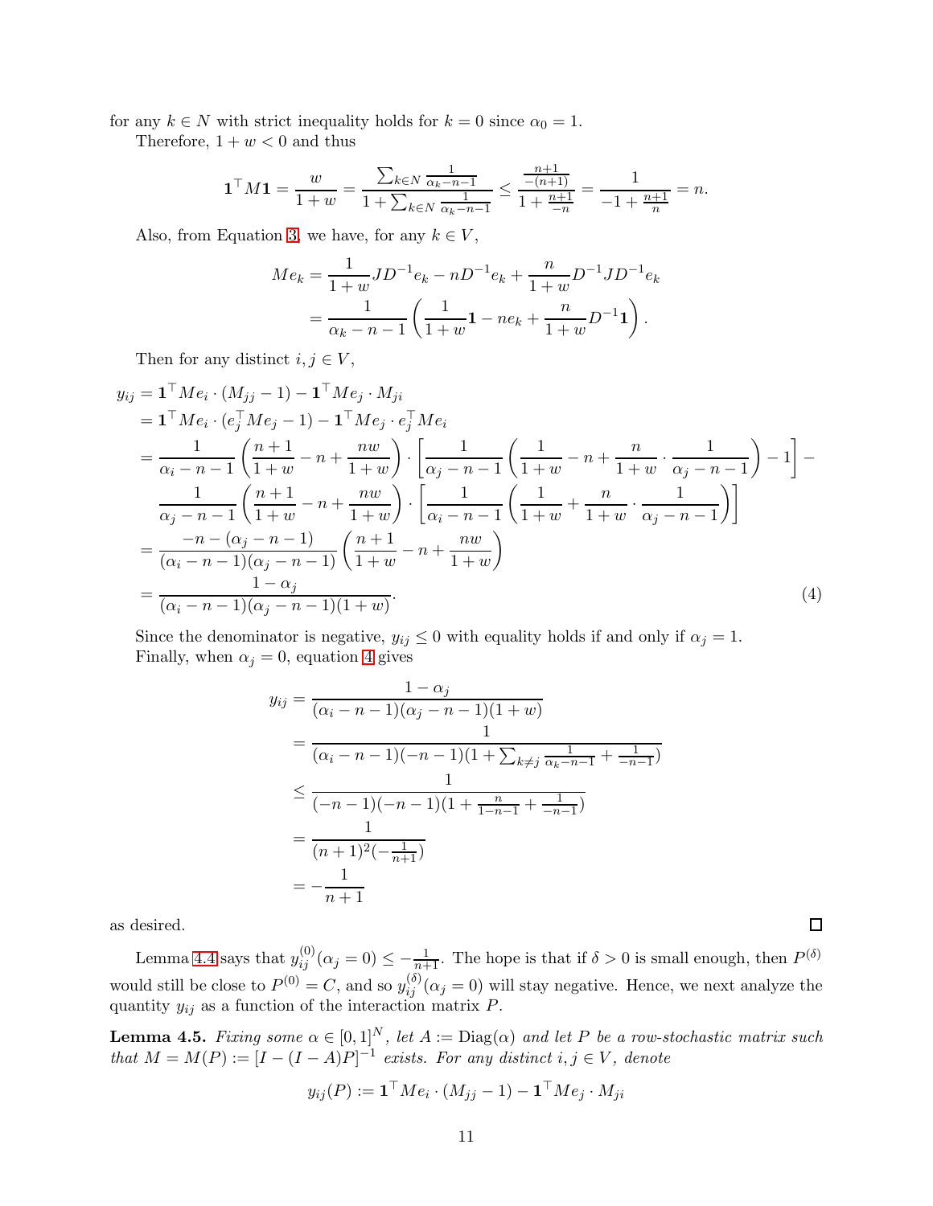for any $k \in N$ with strict inequality holds for $k = 0$ since $\alpha_0 = 1$.

Therefore, $1 + w < 0$ and thus

$$\mathbf{1}^\top M \mathbf{1} = \frac{w}{1+w} = \frac{\sum_{k \in N} \frac{1}{\alpha_k - n - 1}}{1 + \sum_{k \in N} \frac{1}{\alpha_k - n - 1}} \le \frac{\frac{n+1}{-(n+1)}}{1 + \frac{n+1}{-n}} = \frac{1}{-1 + \frac{n+1}{n}} = n.$$

Also, from Equation 3, we have, for any $k \in V$,

$$\begin{aligned} M e_k &= \frac{1}{1+w} J D^{-1} e_k - n D^{-1} e_k + \frac{n}{1+w} D^{-1} J D^{-1} e_k \\ &= \frac{1}{\alpha_k - n - 1} \left( \frac{1}{1+w} \mathbf{1} - n e_k + \frac{n}{1+w} D^{-1} \mathbf{1} \right). \end{aligned}$$

Then for any distinct $i, j \in V$,

$$\begin{aligned} y_{ij} &= \mathbf{1}^\top M e_i \cdot (M_{jj} - 1) - \mathbf{1}^\top M e_j \cdot M_{ji} \\ &= \mathbf{1}^\top M e_i \cdot (e_j^\top M e_j - 1) - \mathbf{1}^\top M e_j \cdot e_j^\top M e_i \\ &= \frac{1}{\alpha_i - n - 1} \left( \frac{n+1}{1+w} - n + \frac{nw}{1+w} \right) \cdot \left[ \frac{1}{\alpha_j - n - 1} \left( \frac{1}{1+w} - n + \frac{n}{1+w} \cdot \frac{1}{\alpha_j - n - 1} \right) - 1 \right] - \\ &\quad \frac{1}{\alpha_j - n - 1} \left( \frac{n+1}{1+w} - n + \frac{nw}{1+w} \right) \cdot \left[ \frac{1}{\alpha_i - n - 1} \left( \frac{1}{1+w} + \frac{n}{1+w} \cdot \frac{1}{\alpha_j - n - 1} \right) \right] \\ &= \frac{-n - (\alpha_j - n - 1)}{(\alpha_i - n - 1)(\alpha_j - n - 1)} \left( \frac{n+1}{1+w} - n + \frac{nw}{1+w} \right) \\ &= \frac{1 - \alpha_j}{(\alpha_i - n - 1)(\alpha_j - n - 1)(1+w)}. \end{aligned} \tag{4}$$

Since the denominator is negative, $y_{ij} \le 0$ with equality holds if and only if $\alpha_j = 1$.

Finally, when $\alpha_j = 0$, equation 4 gives

$$\begin{aligned} y_{ij} &= \frac{1 - \alpha_j}{(\alpha_i - n - 1)(\alpha_j - n - 1)(1+w)} \\ &= \frac{1}{(\alpha_i - n - 1)(-n-1)(1 + \sum_{k \ne j} \frac{1}{\alpha_k - n - 1} + \frac{1}{-n-1})} \\ &\le \frac{1}{(-n-1)(-n-1)(1 + \frac{n}{1-n-1} + \frac{1}{-n-1})} \\ &= \frac{1}{(n+1)^2 (-\frac{1}{n+1})} \\ &= -\frac{1}{n+1} \end{aligned}$$

as desired. ◻

Lemma 4.4 says that $y_{ij}^{(0)}(\alpha_j = 0) \le -\frac{1}{n+1}$. The hope is that if $\delta > 0$ is small enough, then $P^{(\delta)}$ would still be close to $P^{(0)} = C$, and so $y_{ij}^{(\delta)}(\alpha_j = 0)$ will stay negative. Hence, we next analyze the quantity $y_{ij}$ as a function of the interaction matrix $P$.

**Lemma 4.5.** *Fixing some $\alpha \in [0,1]^N$, let $A := \operatorname{Diag}(\alpha)$ and let $P$ be a row-stochastic matrix such that $M = M(P) := [I - (I - A)P]^{-1}$ exists. For any distinct $i, j \in V$, denote*

$$y_{ij}(P) := \mathbf{1}^\top M e_i \cdot (M_{jj} - 1) - \mathbf{1}^\top M e_j \cdot M_{ji}$$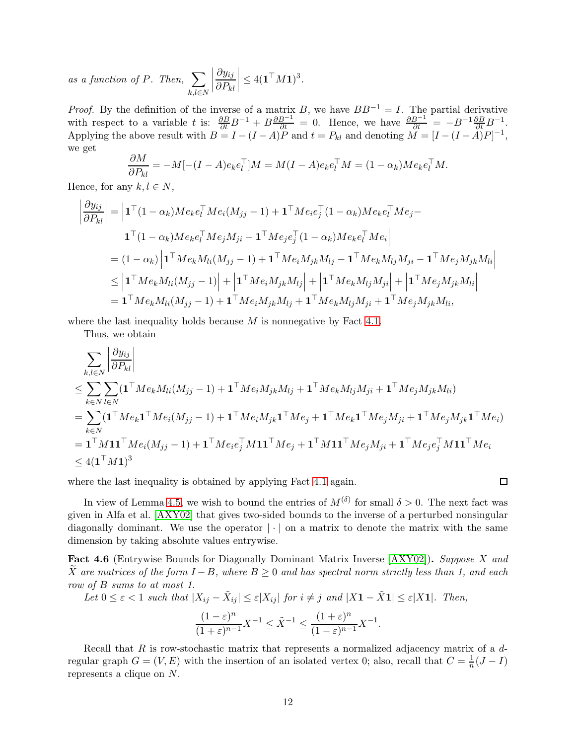*as a function of $P$. Then,* $\sum_{k,l \in N} \left| \frac{\partial y_{ij}}{\partial P_{kl}} \right| \leq 4(\mathbf{1}^\top M \mathbf{1})^3$.

*Proof.* By the definition of the inverse of a matrix $B$, we have $BB^{-1} = I$. The partial derivative with respect to a variable $t$ is: $\frac{\partial B}{\partial t} B^{-1} + B \frac{\partial B^{-1}}{\partial t} = 0$. Hence, we have $\frac{\partial B^{-1}}{\partial t} = -B^{-1} \frac{\partial B}{\partial t} B^{-1}$. Applying the above result with $B = I - (I - A)P$ and $t = P_{kl}$ and denoting $M = [I - (I - A)P]^{-1}$, we get

$$\frac{\partial M}{\partial P_{kl}} = -M[-(I - A)e_k e_l^\top]M = M(I - A)e_k e_l^\top M = (1 - \alpha_k) M e_k e_l^\top M.$$

Hence, for any $k, l \in N$,

$$\begin{aligned}
\left| \frac{\partial y_{ij}}{\partial P_{kl}} \right| &= \Big| \mathbf{1}^\top (1 - \alpha_k) M e_k e_l^\top M e_i (M_{jj} - 1) + \mathbf{1}^\top M e_i e_j^\top (1 - \alpha_k) M e_k e_l^\top M e_j - \\
&\quad \mathbf{1}^\top (1 - \alpha_k) M e_k e_l^\top M e_j M_{ji} - \mathbf{1}^\top M e_j e_j^\top (1 - \alpha_k) M e_k e_l^\top M e_i \Big| \\
&= (1 - \alpha_k) \left| \mathbf{1}^\top M e_k M_{li} (M_{jj} - 1) + \mathbf{1}^\top M e_i M_{jk} M_{lj} - \mathbf{1}^\top M e_k M_{lj} M_{ji} - \mathbf{1}^\top M e_j M_{jk} M_{li} \right| \\
&\leq \left| \mathbf{1}^\top M e_k M_{li} (M_{jj} - 1) \right| + \left| \mathbf{1}^\top M e_i M_{jk} M_{lj} \right| + \left| \mathbf{1}^\top M e_k M_{lj} M_{ji} \right| + \left| \mathbf{1}^\top M e_j M_{jk} M_{li} \right| \\
&= \mathbf{1}^\top M e_k M_{li} (M_{jj} - 1) + \mathbf{1}^\top M e_i M_{jk} M_{lj} + \mathbf{1}^\top M e_k M_{lj} M_{ji} + \mathbf{1}^\top M e_j M_{jk} M_{li},
\end{aligned}$$

where the last inequality holds because $M$ is nonnegative by Fact 4.1.

Thus, we obtain

$$\begin{aligned}
&\sum_{k,l \in N} \left| \frac{\partial y_{ij}}{\partial P_{kl}} \right| \\
&\leq \sum_{k \in N} \sum_{l \in N} (\mathbf{1}^\top M e_k M_{li} (M_{jj} - 1) + \mathbf{1}^\top M e_i M_{jk} M_{lj} + \mathbf{1}^\top M e_k M_{lj} M_{ji} + \mathbf{1}^\top M e_j M_{jk} M_{li}) \\
&= \sum_{k \in N} (\mathbf{1}^\top M e_k \mathbf{1}^\top M e_i (M_{jj} - 1) + \mathbf{1}^\top M e_i M_{jk} \mathbf{1}^\top M e_j + \mathbf{1}^\top M e_k \mathbf{1}^\top M e_j M_{ji} + \mathbf{1}^\top M e_j M_{jk} \mathbf{1}^\top M e_i) \\
&= \mathbf{1}^\top M \mathbf{1} \mathbf{1}^\top M e_i (M_{jj} - 1) + \mathbf{1}^\top M e_i e_j^\top M \mathbf{1} \mathbf{1}^\top M e_j + \mathbf{1}^\top M \mathbf{1} \mathbf{1}^\top M e_j M_{ji} + \mathbf{1}^\top M e_j e_j^\top M \mathbf{1} \mathbf{1}^\top M e_i \\
&\leq 4(\mathbf{1}^\top M \mathbf{1})^3
\end{aligned}$$

where the last inequality is obtained by applying Fact 4.1 again. ∎

In view of Lemma 4.5, we wish to bound the entries of $M^{(\delta)}$ for small $\delta > 0$. The next fact was given in Alfa et al. [AXY02] that gives two-sided bounds to the inverse of a perturbed nonsingular diagonally dominant. We use the operator $|\cdot|$ on a matrix to denote the matrix with the same dimension by taking absolute values entrywise.

**Fact 4.6** (Entrywise Bounds for Diagonally Dominant Matrix Inverse [AXY02])**.** *Suppose $X$ and $\widetilde{X}$ are matrices of the form $I - B$, where $B \geq 0$ and has spectral norm strictly less than 1, and each row of $B$ sums to at most 1.*

*Let $0 \leq \varepsilon < 1$ such that $|X_{ij} - \tilde{X}_{ij}| \leq \varepsilon |X_{ij}|$ for $i \neq j$ and $|X\mathbf{1} - \tilde{X}\mathbf{1}| \leq \varepsilon |X\mathbf{1}|$. Then,*

$$\frac{(1 - \varepsilon)^n}{(1 + \varepsilon)^{n-1}} X^{-1} \leq \tilde{X}^{-1} \leq \frac{(1 + \varepsilon)^n}{(1 - \varepsilon)^{n-1}} X^{-1}.$$

Recall that $R$ is row-stochastic matrix that represents a normalized adjacency matrix of a $d$-regular graph $G = (V, E)$ with the insertion of an isolated vertex 0; also, recall that $C = \frac{1}{n}(J - I)$ represents a clique on $N$.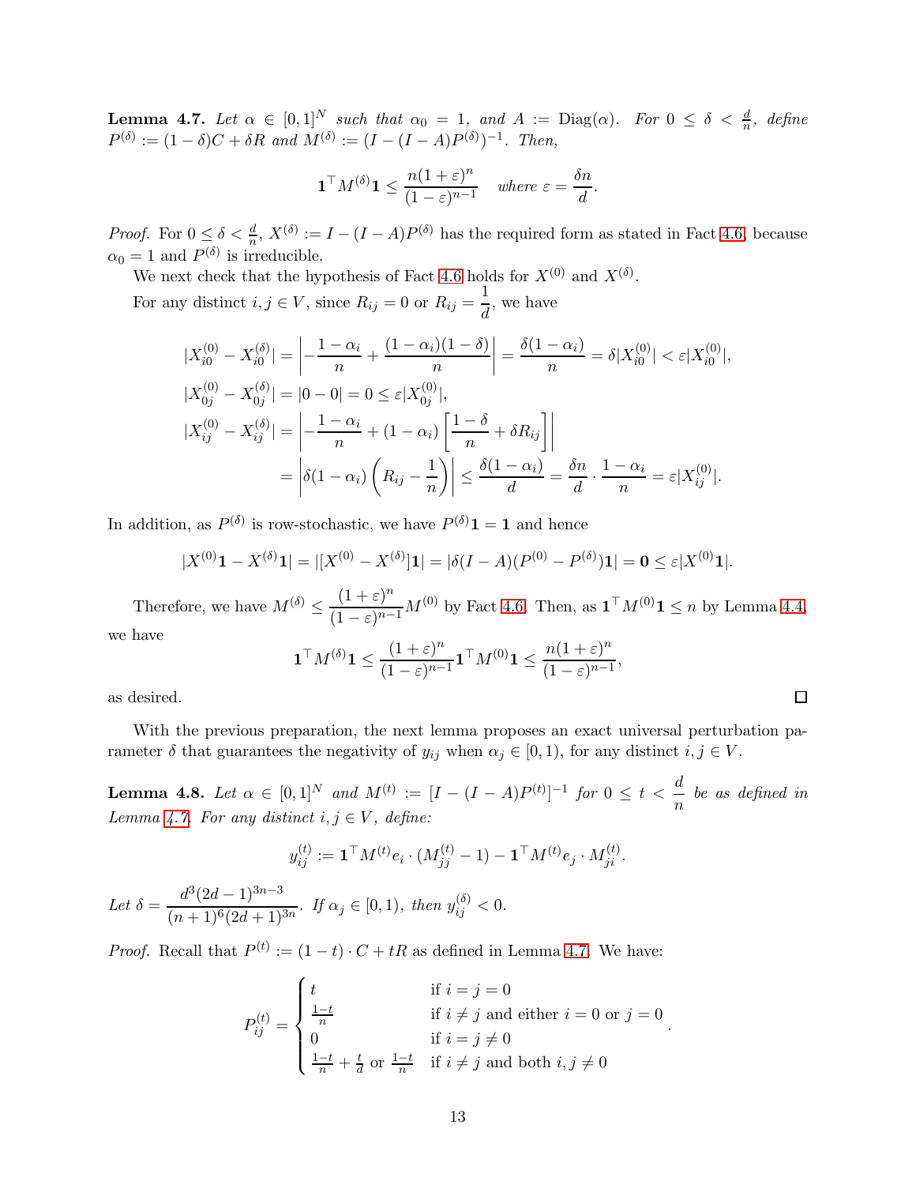**Lemma 4.7.** *Let $\alpha \in [0,1]^N$ such that $\alpha_0 = 1$, and $A := \mathrm{Diag}(\alpha)$. For $0 \le \delta < \frac{d}{n}$, define $P^{(\delta)} := (1-\delta)C + \delta R$ and $M^{(\delta)} := (I - (I-A)P^{(\delta)})^{-1}$. Then,*

$$\mathbf{1}^\top M^{(\delta)} \mathbf{1} \le \frac{n(1+\varepsilon)^n}{(1-\varepsilon)^{n-1}} \quad \text{where } \varepsilon = \frac{\delta n}{d}.$$

*Proof.* For $0 \le \delta < \frac{d}{n}$, $X^{(\delta)} := I - (I-A)P^{(\delta)}$ has the required form as stated in Fact 4.6, because $\alpha_0 = 1$ and $P^{(\delta)}$ is irreducible.

We next check that the hypothesis of Fact 4.6 holds for $X^{(0)}$ and $X^{(\delta)}$.

For any distinct $i, j \in V$, since $R_{ij} = 0$ or $R_{ij} = \dfrac{1}{d}$, we have

$$\begin{aligned}
|X^{(0)}_{i0} - X^{(\delta)}_{i0}| &= \left| -\frac{1-\alpha_i}{n} + \frac{(1-\alpha_i)(1-\delta)}{n} \right| = \frac{\delta(1-\alpha_i)}{n} = \delta |X^{(0)}_{i0}| < \varepsilon |X^{(0)}_{i0}|, \\
|X^{(0)}_{0j} - X^{(\delta)}_{0j}| &= |0 - 0| = 0 \le \varepsilon |X^{(0)}_{0j}|, \\
|X^{(0)}_{ij} - X^{(\delta)}_{ij}| &= \left| -\frac{1-\alpha_i}{n} + (1-\alpha_i)\left[\frac{1-\delta}{n} + \delta R_{ij}\right] \right| \\
&= \left| \delta(1-\alpha_i)\left(R_{ij} - \frac{1}{n}\right) \right| \le \frac{\delta(1-\alpha_i)}{d} = \frac{\delta n}{d} \cdot \frac{1-\alpha_i}{n} = \varepsilon |X^{(0)}_{ij}|.
\end{aligned}$$

In addition, as $P^{(\delta)}$ is row-stochastic, we have $P^{(\delta)}\mathbf{1} = \mathbf{1}$ and hence

$$|X^{(0)}\mathbf{1} - X^{(\delta)}\mathbf{1}| = |[X^{(0)} - X^{(\delta)}]\mathbf{1}| = |\delta(I-A)(P^{(0)} - P^{(\delta)})\mathbf{1}| = \mathbf{0} \le \varepsilon |X^{(0)}\mathbf{1}|.$$

Therefore, we have $M^{(\delta)} \le \dfrac{(1+\varepsilon)^n}{(1-\varepsilon)^{n-1}} M^{(0)}$ by Fact 4.6. Then, as $\mathbf{1}^\top M^{(0)}\mathbf{1} \le n$ by Lemma 4.4, we have

$$\mathbf{1}^\top M^{(\delta)}\mathbf{1} \le \frac{(1+\varepsilon)^n}{(1-\varepsilon)^{n-1}} \mathbf{1}^\top M^{(0)}\mathbf{1} \le \frac{n(1+\varepsilon)^n}{(1-\varepsilon)^{n-1}},$$

as desired. ◻

With the previous preparation, the next lemma proposes an exact universal perturbation parameter $\delta$ that guarantees the negativity of $y_{ij}$ when $\alpha_j \in [0,1)$, for any distinct $i, j \in V$.

**Lemma 4.8.** *Let $\alpha \in [0,1]^N$ and $M^{(t)} := [I - (I-A)P^{(t)}]^{-1}$ for $0 \le t < \dfrac{d}{n}$ be as defined in Lemma 4.7. For any distinct $i, j \in V$, define:*

$$y^{(t)}_{ij} := \mathbf{1}^\top M^{(t)} e_i \cdot (M^{(t)}_{jj} - 1) - \mathbf{1}^\top M^{(t)} e_j \cdot M^{(t)}_{ji}.$$

*Let $\delta = \dfrac{d^3(2d-1)^{3n-3}}{(n+1)^6(2d+1)^{3n}}$. If $\alpha_j \in [0,1)$, then $y^{(\delta)}_{ij} < 0$.*

*Proof.* Recall that $P^{(t)} := (1-t) \cdot C + tR$ as defined in Lemma 4.7. We have:

$$P^{(t)}_{ij} = \begin{cases} t & \text{if } i = j = 0 \\ \frac{1-t}{n} & \text{if } i \ne j \text{ and either } i = 0 \text{ or } j = 0 \\ 0 & \text{if } i = j \ne 0 \\ \frac{1-t}{n} + \frac{t}{d} \text{ or } \frac{1-t}{n} & \text{if } i \ne j \text{ and both } i, j \ne 0 \end{cases}.$$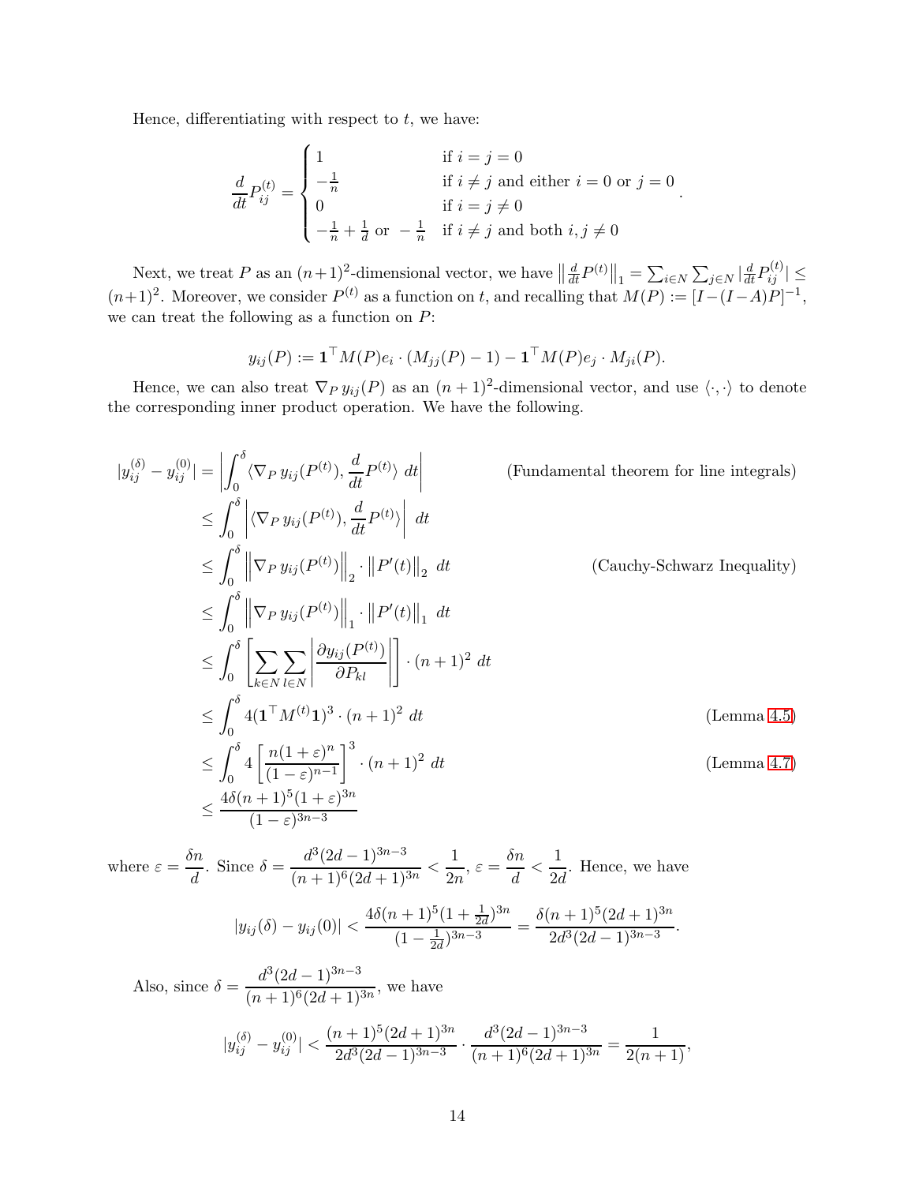Hence, differentiating with respect to $t$, we have:

$$\frac{d}{dt}P^{(t)}_{ij} = \begin{cases} 1 & \text{if } i = j = 0 \\ -\frac{1}{n} & \text{if } i \neq j \text{ and either } i = 0 \text{ or } j = 0 \\ 0 & \text{if } i = j \neq 0 \\ -\frac{1}{n} + \frac{1}{d} \text{ or } -\frac{1}{n} & \text{if } i \neq j \text{ and both } i, j \neq 0 \end{cases}.$$

Next, we treat $P$ as an $(n+1)^2$-dimensional vector, we have $\left\|\frac{d}{dt}P^{(t)}\right\|_1 = \sum_{i\in N}\sum_{j\in N}|\frac{d}{dt}P^{(t)}_{ij}| \leq (n+1)^2$. Moreover, we consider $P^{(t)}$ as a function on $t$, and recalling that $M(P) := [I-(I-A)P]^{-1}$, we can treat the following as a function on $P$:

$$y_{ij}(P) := \mathbf{1}^\top M(P)e_i \cdot (M_{jj}(P) - 1) - \mathbf{1}^\top M(P)e_j \cdot M_{ji}(P).$$

Hence, we can also treat $\nabla_P\, y_{ij}(P)$ as an $(n+1)^2$-dimensional vector, and use $\langle\cdot,\cdot\rangle$ to denote the corresponding inner product operation. We have the following.

$$\begin{aligned}
|y^{(\delta)}_{ij} - y^{(0)}_{ij}| &= \left|\int_0^\delta \langle \nabla_P\, y_{ij}(P^{(t)}), \frac{d}{dt}P^{(t)}\rangle\ dt\right| && \text{(Fundamental theorem for line integrals)} \\
&\leq \int_0^\delta \left|\langle \nabla_P\, y_{ij}(P^{(t)}), \frac{d}{dt}P^{(t)}\rangle\right|\ dt \\
&\leq \int_0^\delta \left\|\nabla_P\, y_{ij}(P^{(t)})\right\|_2 \cdot \left\|P'(t)\right\|_2\ dt && \text{(Cauchy-Schwarz Inequality)} \\
&\leq \int_0^\delta \left\|\nabla_P\, y_{ij}(P^{(t)})\right\|_1 \cdot \left\|P'(t)\right\|_1\ dt \\
&\leq \int_0^\delta \left[\sum_{k\in N}\sum_{l\in N}\left|\frac{\partial y_{ij}(P^{(t)})}{\partial P_{kl}}\right|\right] \cdot (n+1)^2\ dt \\
&\leq \int_0^\delta 4(\mathbf{1}^\top M^{(t)}\mathbf{1})^3 \cdot (n+1)^2\ dt && \text{(Lemma 4.5)} \\
&\leq \int_0^\delta 4\left[\frac{n(1+\varepsilon)^n}{(1-\varepsilon)^{n-1}}\right]^3 \cdot (n+1)^2\ dt && \text{(Lemma 4.7)} \\
&\leq \frac{4\delta(n+1)^5(1+\varepsilon)^{3n}}{(1-\varepsilon)^{3n-3}}
\end{aligned}$$

where $\varepsilon = \dfrac{\delta n}{d}$. Since $\delta = \dfrac{d^3(2d-1)^{3n-3}}{(n+1)^6(2d+1)^{3n}} < \dfrac{1}{2n}$, $\varepsilon = \dfrac{\delta n}{d} < \dfrac{1}{2d}$. Hence, we have

$$|y_{ij}(\delta) - y_{ij}(0)| < \frac{4\delta(n+1)^5(1+\frac{1}{2d})^{3n}}{(1-\frac{1}{2d})^{3n-3}} = \frac{\delta(n+1)^5(2d+1)^{3n}}{2d^3(2d-1)^{3n-3}}.$$

Also, since $\delta = \dfrac{d^3(2d-1)^{3n-3}}{(n+1)^6(2d+1)^{3n}}$, we have

$$|y^{(\delta)}_{ij} - y^{(0)}_{ij}| < \frac{(n+1)^5(2d+1)^{3n}}{2d^3(2d-1)^{3n-3}} \cdot \frac{d^3(2d-1)^{3n-3}}{(n+1)^6(2d+1)^{3n}} = \frac{1}{2(n+1)},$$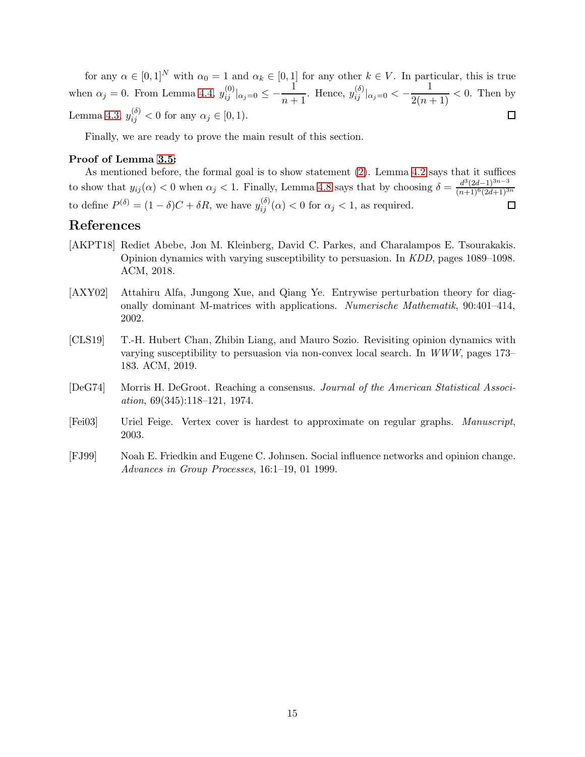for any $\alpha \in [0,1]^N$ with $\alpha_0 = 1$ and $\alpha_k \in [0,1]$ for any other $k \in V$. In particular, this is true when $\alpha_j = 0$. From Lemma 4.4, $y_{ij}^{(0)}|_{\alpha_j=0} \leq -\dfrac{1}{n+1}$. Hence, $y_{ij}^{(\delta)}|_{\alpha_j=0} < -\dfrac{1}{2(n+1)} < 0$. Then by Lemma 4.3, $y_{ij}^{(\delta)} < 0$ for any $\alpha_j \in [0,1)$. □

Finally, we are ready to prove the main result of this section.

**Proof of Lemma 3.5:**

As mentioned before, the formal goal is to show statement (2). Lemma 4.2 says that it suffices to show that $y_{ij}(\alpha) < 0$ when $\alpha_j < 1$. Finally, Lemma 4.8 says that by choosing $\delta = \frac{d^3(2d-1)^{3n-3}}{(n+1)^6(2d+1)^{3n}}$ to define $P^{(\delta)} = (1-\delta)C + \delta R$, we have $y_{ij}^{(\delta)}(\alpha) < 0$ for $\alpha_j < 1$, as required. □

# References

[AKPT18] Rediet Abebe, Jon M. Kleinberg, David C. Parkes, and Charalampos E. Tsourakakis. Opinion dynamics with varying susceptibility to persuasion. In *KDD*, pages 1089–1098. ACM, 2018.

[AXY02] Attahiru Alfa, Jungong Xue, and Qiang Ye. Entrywise perturbation theory for diagonally dominant M-matrices with applications. *Numerische Mathematik*, 90:401–414, 2002.

[CLS19] T.-H. Hubert Chan, Zhibin Liang, and Mauro Sozio. Revisiting opinion dynamics with varying susceptibility to persuasion via non-convex local search. In *WWW*, pages 173–183. ACM, 2019.

[DeG74] Morris H. DeGroot. Reaching a consensus. *Journal of the American Statistical Association*, 69(345):118–121, 1974.

[Fei03] Uriel Feige. Vertex cover is hardest to approximate on regular graphs. *Manuscript*, 2003.

[FJ99] Noah E. Friedkin and Eugene C. Johnsen. Social influence networks and opinion change. *Advances in Group Processes*, 16:1–19, 01 1999.